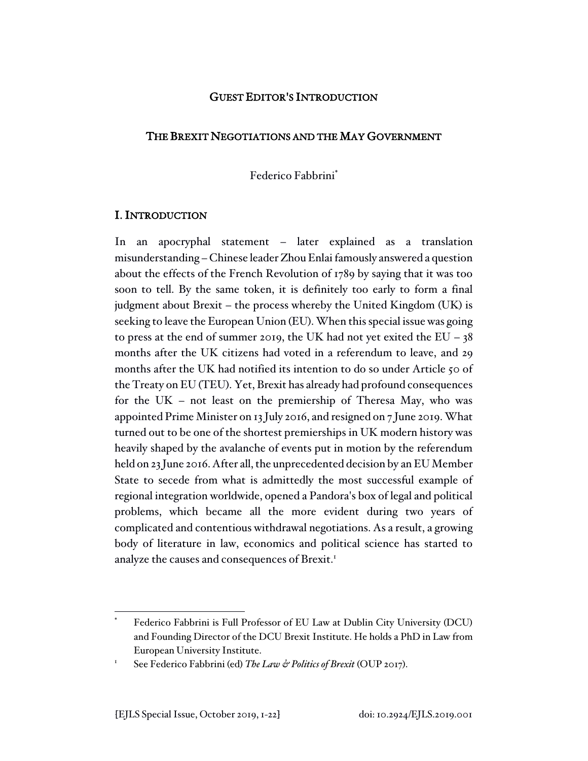# GUEST EDITOR'S INTRODUCTION

## THE BREXIT NEGOTIATIONS AND THE MAY GOVERNMENT

Federico Fabbrini[*]

## I. INTRODUCTION

In an apocryphal statement – later explained as a translation misunderstanding – Chinese leader Zhou Enlai famously answered a question about the effects of the French Revolution of 1789 by saying that it was too soon to tell. By the same token, it is definitely too early to form a final judgment about Brexit – the process whereby the United Kingdom (UK) is seeking to leave the European Union (EU). When this special issue was going to press at the end of summer 2019, the UK had not yet exited the EU – 38 months after the UK citizens had voted in a referendum to leave, and 29 months after the UK had notified its intention to do so under Article 50 of the Treaty on EU (TEU). Yet, Brexit has already had profound consequences for the UK – not least on the premiership of Theresa May, who was appointed Prime Minister on 13 July 2016, and resigned on 7 June 2019. What turned out to be one of the shortest premierships in UK modern history was heavily shaped by the avalanche of events put in motion by the referendum held on 23 June 2016. After all, the unprecedented decision by an EU Member State to secede from what is admittedly the most successful example of regional integration worldwide, opened a Pandora's box of legal and political problems, which became all the more evident during two years of complicated and contentious withdrawal negotiations. As a result, a growing body of literature in law, economics and political science has started to analyze the causes and consequences of Brexit.[1]

---

[*] Federico Fabbrini is Full Professor of EU Law at Dublin City University (DCU) and Founding Director of the DCU Brexit Institute. He holds a PhD in Law from European University Institute.

[1] See Federico Fabbrini (ed) *The Law & Politics of Brexit* (OUP 2017).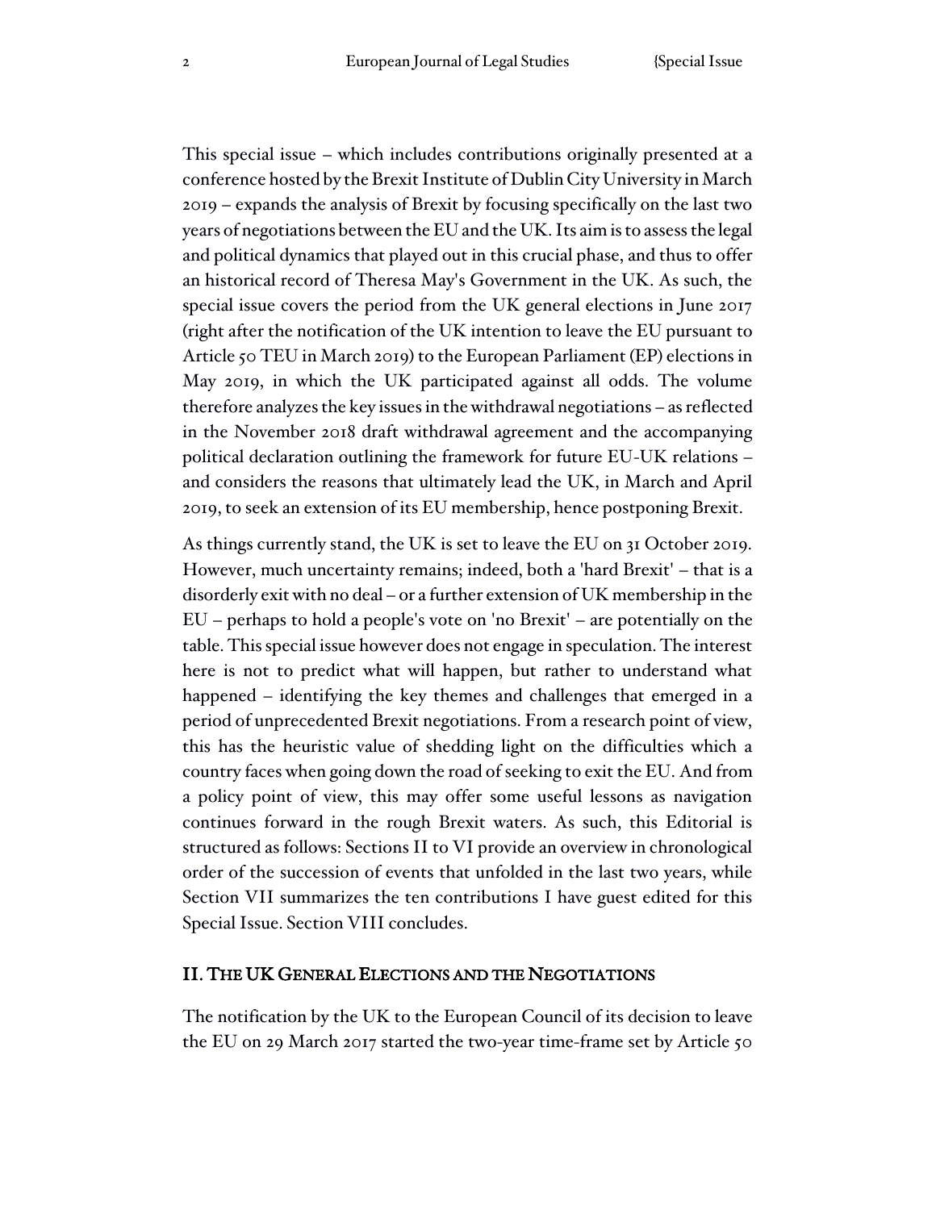This special issue – which includes contributions originally presented at a conference hosted by the Brexit Institute of Dublin City University in March 2019 – expands the analysis of Brexit by focusing specifically on the last two years of negotiations between the EU and the UK. Its aim is to assess the legal and political dynamics that played out in this crucial phase, and thus to offer an historical record of Theresa May's Government in the UK. As such, the special issue covers the period from the UK general elections in June 2017 (right after the notification of the UK intention to leave the EU pursuant to Article 50 TEU in March 2019) to the European Parliament (EP) elections in May 2019, in which the UK participated against all odds. The volume therefore analyzes the key issues in the withdrawal negotiations – as reflected in the November 2018 draft withdrawal agreement and the accompanying political declaration outlining the framework for future EU-UK relations – and considers the reasons that ultimately lead the UK, in March and April 2019, to seek an extension of its EU membership, hence postponing Brexit.

As things currently stand, the UK is set to leave the EU on 31 October 2019. However, much uncertainty remains; indeed, both a 'hard Brexit' – that is a disorderly exit with no deal – or a further extension of UK membership in the EU – perhaps to hold a people's vote on 'no Brexit' – are potentially on the table. This special issue however does not engage in speculation. The interest here is not to predict what will happen, but rather to understand what happened – identifying the key themes and challenges that emerged in a period of unprecedented Brexit negotiations. From a research point of view, this has the heuristic value of shedding light on the difficulties which a country faces when going down the road of seeking to exit the EU. And from a policy point of view, this may offer some useful lessons as navigation continues forward in the rough Brexit waters. As such, this Editorial is structured as follows: Sections II to VI provide an overview in chronological order of the succession of events that unfolded in the last two years, while Section VII summarizes the ten contributions I have guest edited for this Special Issue. Section VIII concludes.

## II. The UK General Elections and the Negotiations

The notification by the UK to the European Council of its decision to leave the EU on 29 March 2017 started the two-year time-frame set by Article 50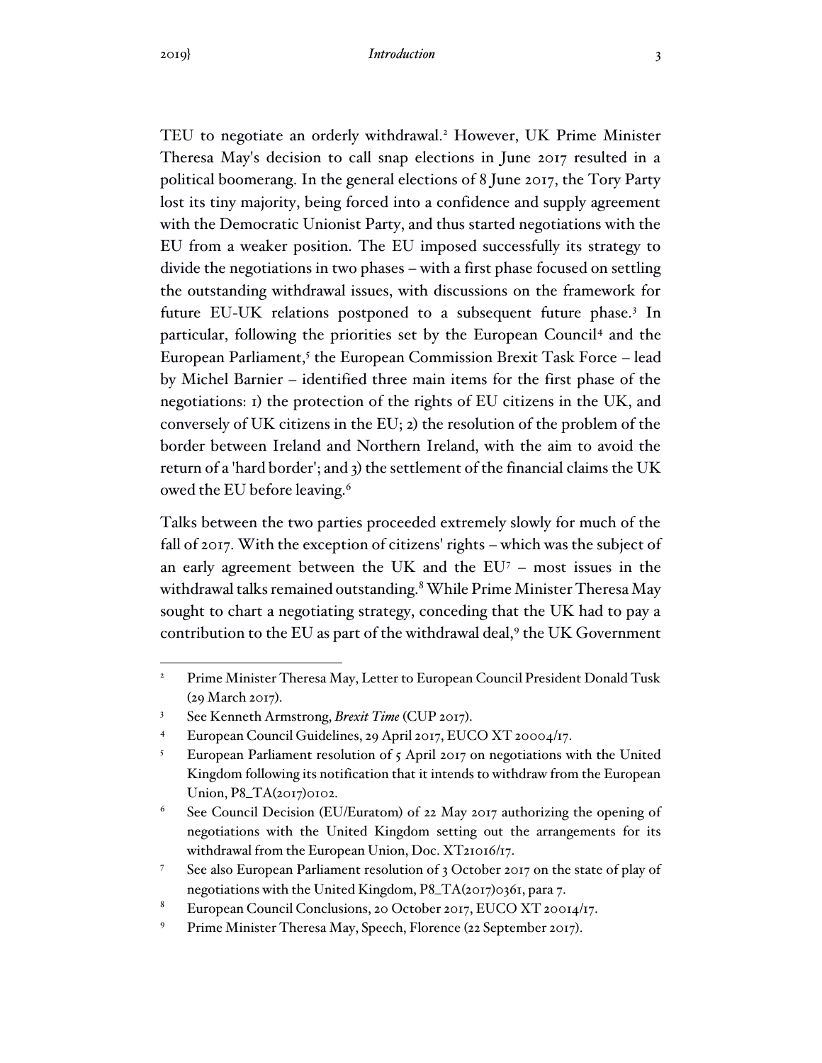TEU to negotiate an orderly withdrawal.[2] However, UK Prime Minister Theresa May's decision to call snap elections in June 2017 resulted in a political boomerang. In the general elections of 8 June 2017, the Tory Party lost its tiny majority, being forced into a confidence and supply agreement with the Democratic Unionist Party, and thus started negotiations with the EU from a weaker position. The EU imposed successfully its strategy to divide the negotiations in two phases – with a first phase focused on settling the outstanding withdrawal issues, with discussions on the framework for future EU-UK relations postponed to a subsequent future phase.[3] In particular, following the priorities set by the European Council[4] and the European Parliament,[5] the European Commission Brexit Task Force – lead by Michel Barnier – identified three main items for the first phase of the negotiations: 1) the protection of the rights of EU citizens in the UK, and conversely of UK citizens in the EU; 2) the resolution of the problem of the border between Ireland and Northern Ireland, with the aim to avoid the return of a 'hard border'; and 3) the settlement of the financial claims the UK owed the EU before leaving.[6]

Talks between the two parties proceeded extremely slowly for much of the fall of 2017. With the exception of citizens' rights – which was the subject of an early agreement between the UK and the EU[7] – most issues in the withdrawal talks remained outstanding.[8] While Prime Minister Theresa May sought to chart a negotiating strategy, conceding that the UK had to pay a contribution to the EU as part of the withdrawal deal,[9] the UK Government

---

[2] Prime Minister Theresa May, Letter to European Council President Donald Tusk (29 March 2017).

[3] See Kenneth Armstrong, *Brexit Time* (CUP 2017).

[4] European Council Guidelines, 29 April 2017, EUCO XT 20004/17.

[5] European Parliament resolution of 5 April 2017 on negotiations with the United Kingdom following its notification that it intends to withdraw from the European Union, P8_TA(2017)0102.

[6] See Council Decision (EU/Euratom) of 22 May 2017 authorizing the opening of negotiations with the United Kingdom setting out the arrangements for its withdrawal from the European Union, Doc. XT21016/17.

[7] See also European Parliament resolution of 3 October 2017 on the state of play of negotiations with the United Kingdom, P8_TA(2017)0361, para 7.

[8] European Council Conclusions, 20 October 2017, EUCO XT 20014/17.

[9] Prime Minister Theresa May, Speech, Florence (22 September 2017).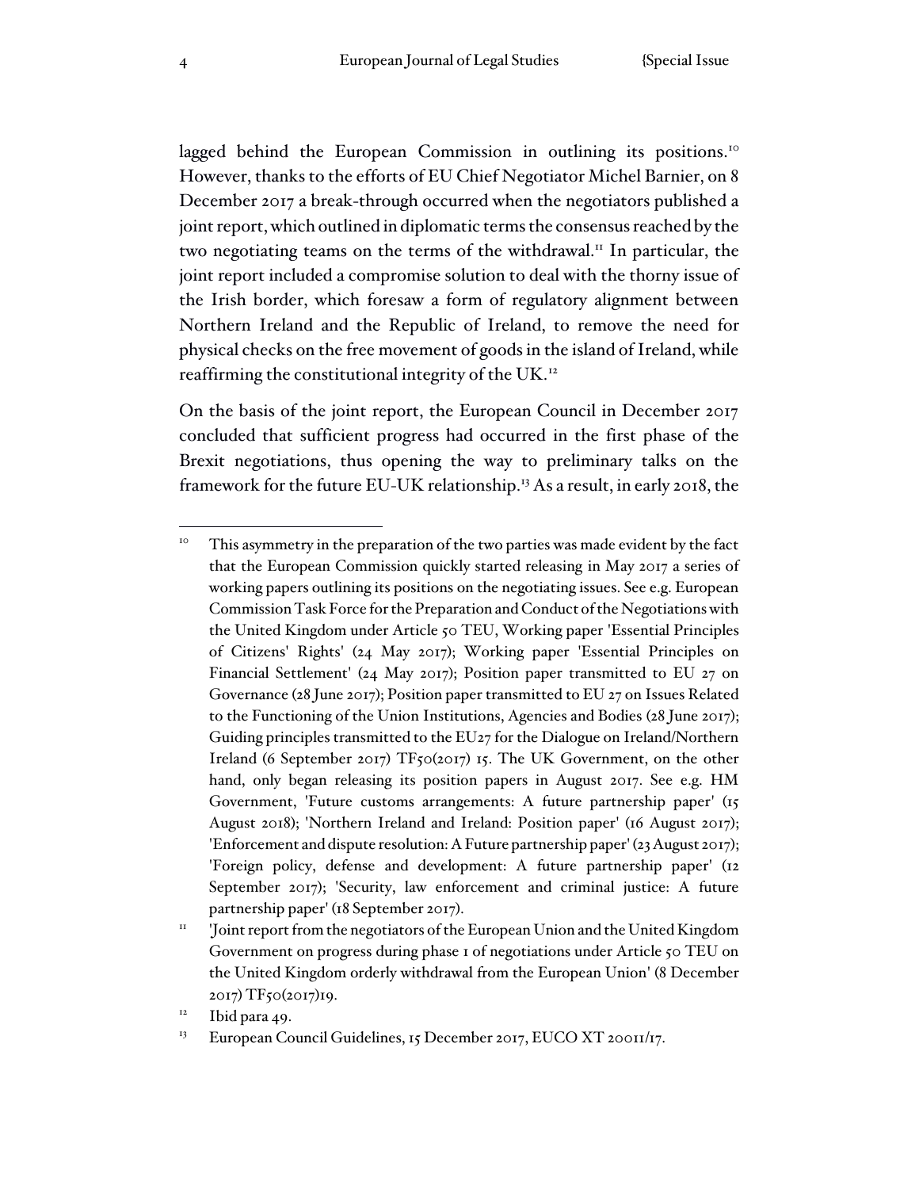lagged behind the European Commission in outlining its positions.[10] However, thanks to the efforts of EU Chief Negotiator Michel Barnier, on 8 December 2017 a break-through occurred when the negotiators published a joint report, which outlined in diplomatic terms the consensus reached by the two negotiating teams on the terms of the withdrawal.[11] In particular, the joint report included a compromise solution to deal with the thorny issue of the Irish border, which foresaw a form of regulatory alignment between Northern Ireland and the Republic of Ireland, to remove the need for physical checks on the free movement of goods in the island of Ireland, while reaffirming the constitutional integrity of the UK.[12]

On the basis of the joint report, the European Council in December 2017 concluded that sufficient progress had occurred in the first phase of the Brexit negotiations, thus opening the way to preliminary talks on the framework for the future EU-UK relationship.[13] As a result, in early 2018, the

---

[10] This asymmetry in the preparation of the two parties was made evident by the fact that the European Commission quickly started releasing in May 2017 a series of working papers outlining its positions on the negotiating issues. See e.g. European Commission Task Force for the Preparation and Conduct of the Negotiations with the United Kingdom under Article 50 TEU, Working paper 'Essential Principles of Citizens' Rights' (24 May 2017); Working paper 'Essential Principles on Financial Settlement' (24 May 2017); Position paper transmitted to EU 27 on Governance (28 June 2017); Position paper transmitted to EU 27 on Issues Related to the Functioning of the Union Institutions, Agencies and Bodies (28 June 2017); Guiding principles transmitted to the EU27 for the Dialogue on Ireland/Northern Ireland (6 September 2017) TF50(2017) 15. The UK Government, on the other hand, only began releasing its position papers in August 2017. See e.g. HM Government, 'Future customs arrangements: A future partnership paper' (15 August 2018); 'Northern Ireland and Ireland: Position paper' (16 August 2017); 'Enforcement and dispute resolution: A Future partnership paper' (23 August 2017); 'Foreign policy, defense and development: A future partnership paper' (12 September 2017); 'Security, law enforcement and criminal justice: A future partnership paper' (18 September 2017).

[11] 'Joint report from the negotiators of the European Union and the United Kingdom Government on progress during phase 1 of negotiations under Article 50 TEU on the United Kingdom orderly withdrawal from the European Union' (8 December 2017) TF50(2017)19.

[12] Ibid para 49.

[13] European Council Guidelines, 15 December 2017, EUCO XT 20011/17.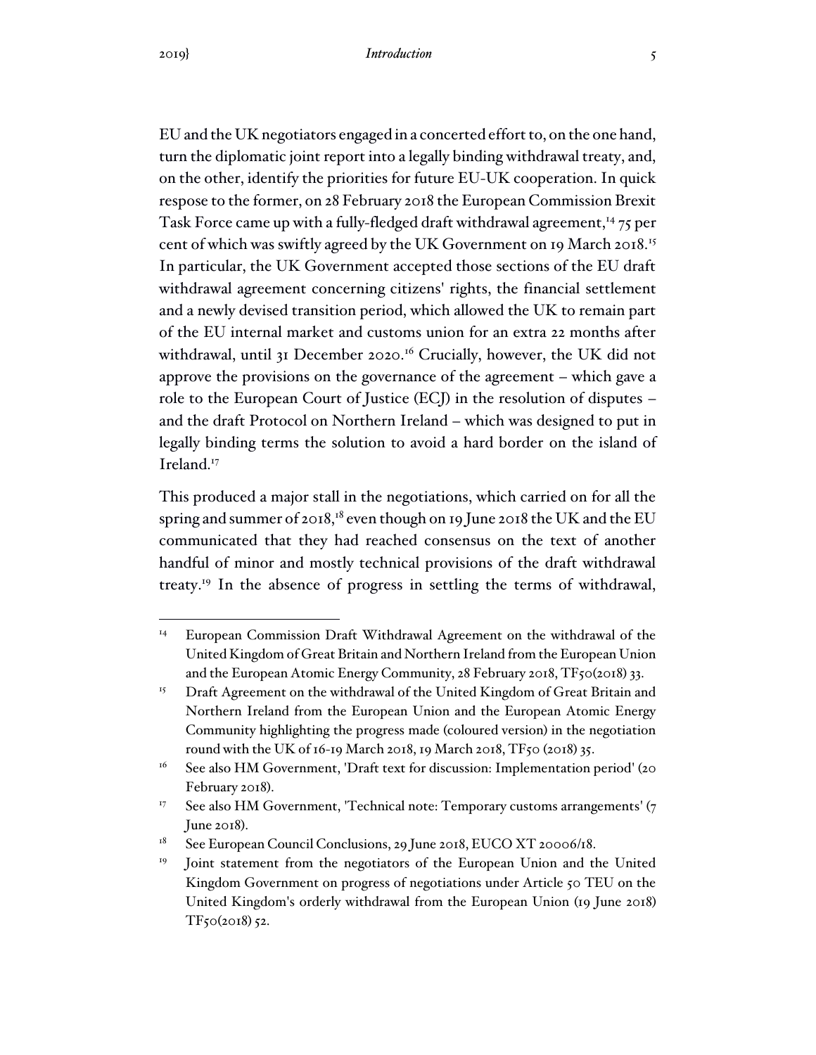EU and the UK negotiators engaged in a concerted effort to, on the one hand, turn the diplomatic joint report into a legally binding withdrawal treaty, and, on the other, identify the priorities for future EU-UK cooperation. In quick respose to the former, on 28 February 2018 the European Commission Brexit Task Force came up with a fully-fledged draft withdrawal agreement,[14] 75 per cent of which was swiftly agreed by the UK Government on 19 March 2018.[15] In particular, the UK Government accepted those sections of the EU draft withdrawal agreement concerning citizens' rights, the financial settlement and a newly devised transition period, which allowed the UK to remain part of the EU internal market and customs union for an extra 22 months after withdrawal, until 31 December 2020.[16] Crucially, however, the UK did not approve the provisions on the governance of the agreement – which gave a role to the European Court of Justice (ECJ) in the resolution of disputes – and the draft Protocol on Northern Ireland – which was designed to put in legally binding terms the solution to avoid a hard border on the island of Ireland.[17]

This produced a major stall in the negotiations, which carried on for all the spring and summer of 2018,[18] even though on 19 June 2018 the UK and the EU communicated that they had reached consensus on the text of another handful of minor and mostly technical provisions of the draft withdrawal treaty.[19] In the absence of progress in settling the terms of withdrawal,

---

[14] European Commission Draft Withdrawal Agreement on the withdrawal of the United Kingdom of Great Britain and Northern Ireland from the European Union and the European Atomic Energy Community, 28 February 2018, TF50(2018) 33.

[15] Draft Agreement on the withdrawal of the United Kingdom of Great Britain and Northern Ireland from the European Union and the European Atomic Energy Community highlighting the progress made (coloured version) in the negotiation round with the UK of 16-19 March 2018, 19 March 2018, TF50 (2018) 35.

[16] See also HM Government, 'Draft text for discussion: Implementation period' (20 February 2018).

[17] See also HM Government, 'Technical note: Temporary customs arrangements' (7 June 2018).

[18] See European Council Conclusions, 29 June 2018, EUCO XT 20006/18.

[19] Joint statement from the negotiators of the European Union and the United Kingdom Government on progress of negotiations under Article 50 TEU on the United Kingdom's orderly withdrawal from the European Union (19 June 2018) TF50(2018) 52.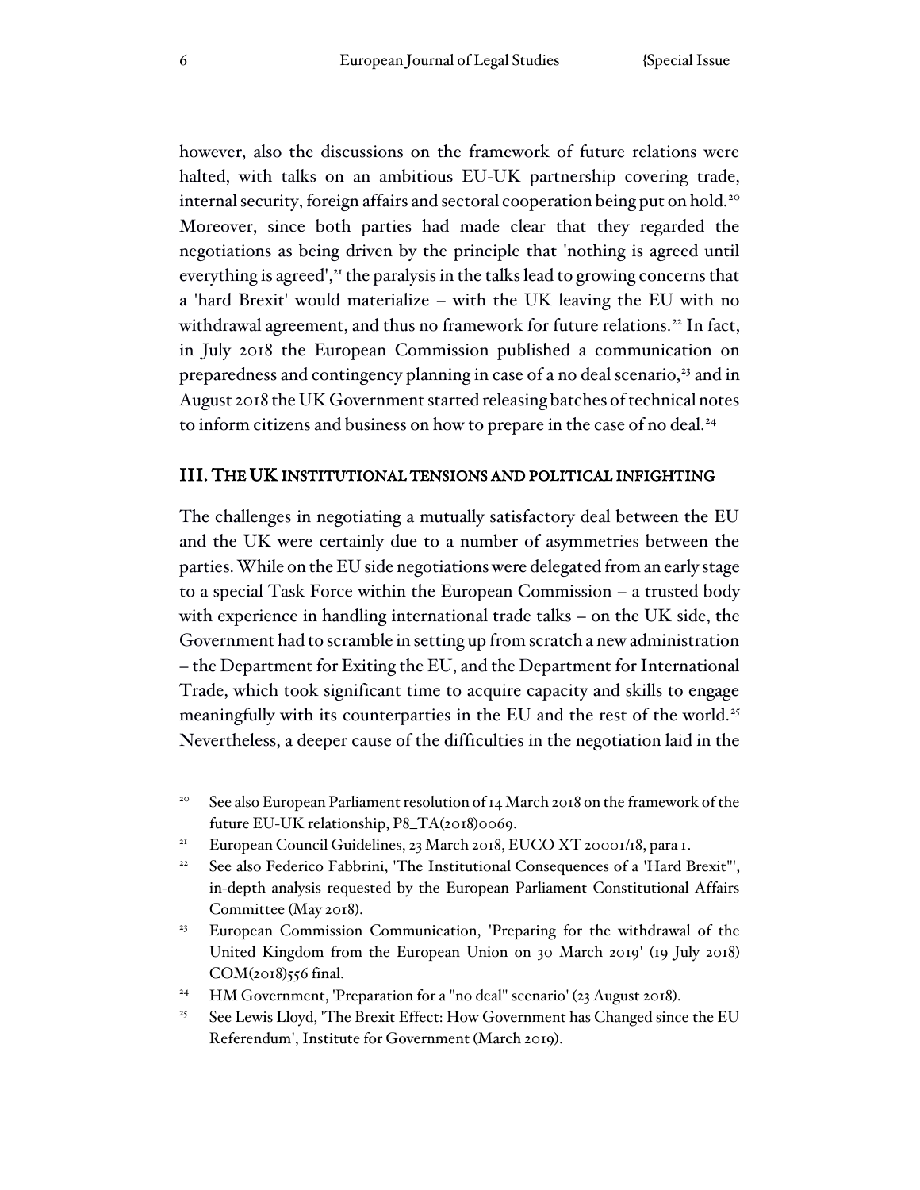however, also the discussions on the framework of future relations were halted, with talks on an ambitious EU-UK partnership covering trade, internal security, foreign affairs and sectoral cooperation being put on hold.[20] Moreover, since both parties had made clear that they regarded the negotiations as being driven by the principle that 'nothing is agreed until everything is agreed',[21] the paralysis in the talks lead to growing concerns that a 'hard Brexit' would materialize – with the UK leaving the EU with no withdrawal agreement, and thus no framework for future relations.[22] In fact, in July 2018 the European Commission published a communication on preparedness and contingency planning in case of a no deal scenario,[23] and in August 2018 the UK Government started releasing batches of technical notes to inform citizens and business on how to prepare in the case of no deal.[24]

## III. The UK institutional tensions and political infighting

The challenges in negotiating a mutually satisfactory deal between the EU and the UK were certainly due to a number of asymmetries between the parties. While on the EU side negotiations were delegated from an early stage to a special Task Force within the European Commission – a trusted body with experience in handling international trade talks – on the UK side, the Government had to scramble in setting up from scratch a new administration – the Department for Exiting the EU, and the Department for International Trade, which took significant time to acquire capacity and skills to engage meaningfully with its counterparties in the EU and the rest of the world.[25] Nevertheless, a deeper cause of the difficulties in the negotiation laid in the

---

[20] See also European Parliament resolution of 14 March 2018 on the framework of the future EU-UK relationship, P8_TA(2018)0069.

[21] European Council Guidelines, 23 March 2018, EUCO XT 20001/18, para 1.

[22] See also Federico Fabbrini, 'The Institutional Consequences of a 'Hard Brexit'', in-depth analysis requested by the European Parliament Constitutional Affairs Committee (May 2018).

[23] European Commission Communication, 'Preparing for the withdrawal of the United Kingdom from the European Union on 30 March 2019' (19 July 2018) COM(2018)556 final.

[24] HM Government, 'Preparation for a "no deal" scenario' (23 August 2018).

[25] See Lewis Lloyd, 'The Brexit Effect: How Government has Changed since the EU Referendum', Institute for Government (March 2019).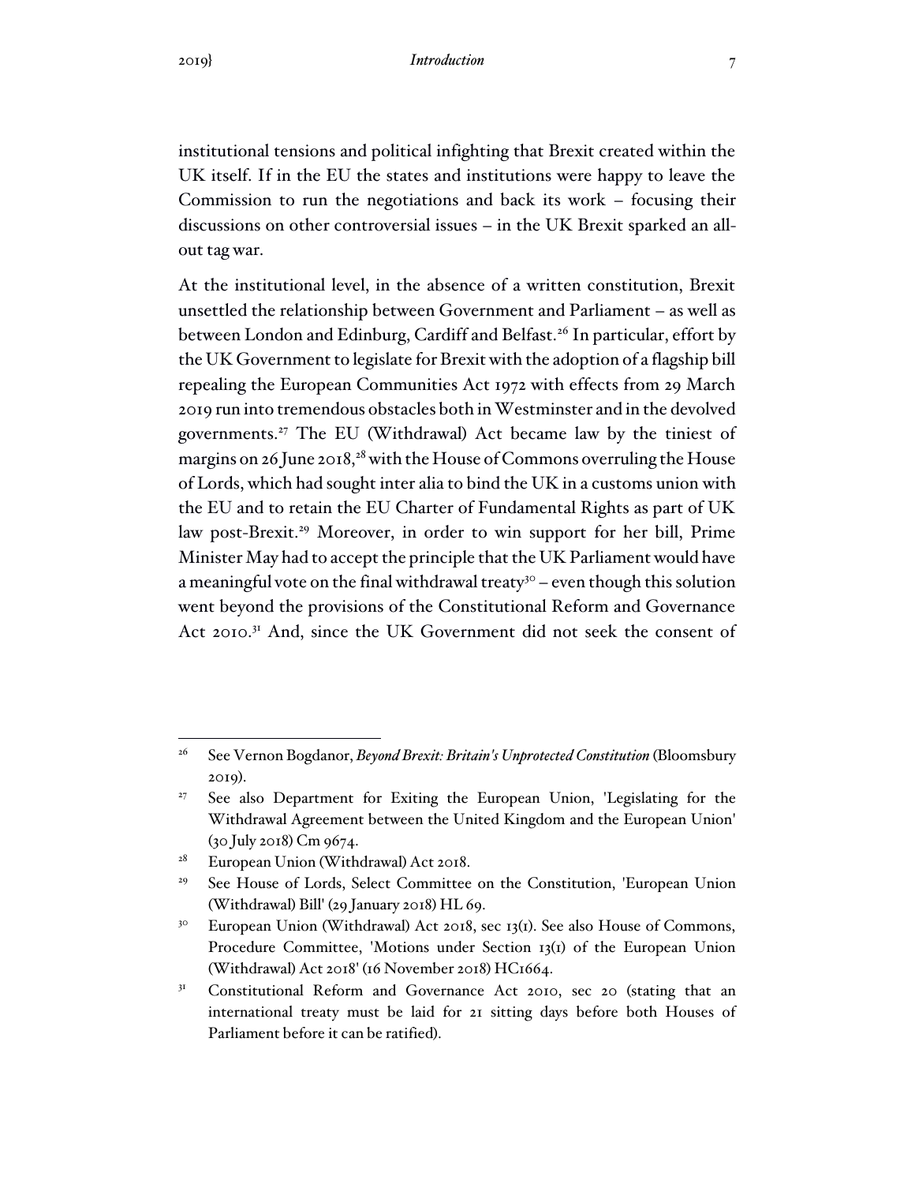institutional tensions and political infighting that Brexit created within the UK itself. If in the EU the states and institutions were happy to leave the Commission to run the negotiations and back its work – focusing their discussions on other controversial issues – in the UK Brexit sparked an all-out tag war.

At the institutional level, in the absence of a written constitution, Brexit unsettled the relationship between Government and Parliament – as well as between London and Edinburg, Cardiff and Belfast.[26] In particular, effort by the UK Government to legislate for Brexit with the adoption of a flagship bill repealing the European Communities Act 1972 with effects from 29 March 2019 run into tremendous obstacles both in Westminster and in the devolved governments.[27] The EU (Withdrawal) Act became law by the tiniest of margins on 26 June 2018,[28] with the House of Commons overruling the House of Lords, which had sought inter alia to bind the UK in a customs union with the EU and to retain the EU Charter of Fundamental Rights as part of UK law post-Brexit.[29] Moreover, in order to win support for her bill, Prime Minister May had to accept the principle that the UK Parliament would have a meaningful vote on the final withdrawal treaty[30] – even though this solution went beyond the provisions of the Constitutional Reform and Governance Act 2010.[31] And, since the UK Government did not seek the consent of

---

[26] See Vernon Bogdanor, *Beyond Brexit: Britain's Unprotected Constitution* (Bloomsbury 2019).

[27] See also Department for Exiting the European Union, 'Legislating for the Withdrawal Agreement between the United Kingdom and the European Union' (30 July 2018) Cm 9674.

[28] European Union (Withdrawal) Act 2018.

[29] See House of Lords, Select Committee on the Constitution, 'European Union (Withdrawal) Bill' (29 January 2018) HL 69.

[30] European Union (Withdrawal) Act 2018, sec 13(1). See also House of Commons, Procedure Committee, 'Motions under Section 13(1) of the European Union (Withdrawal) Act 2018' (16 November 2018) HC1664.

[31] Constitutional Reform and Governance Act 2010, sec 20 (stating that an international treaty must be laid for 21 sitting days before both Houses of Parliament before it can be ratified).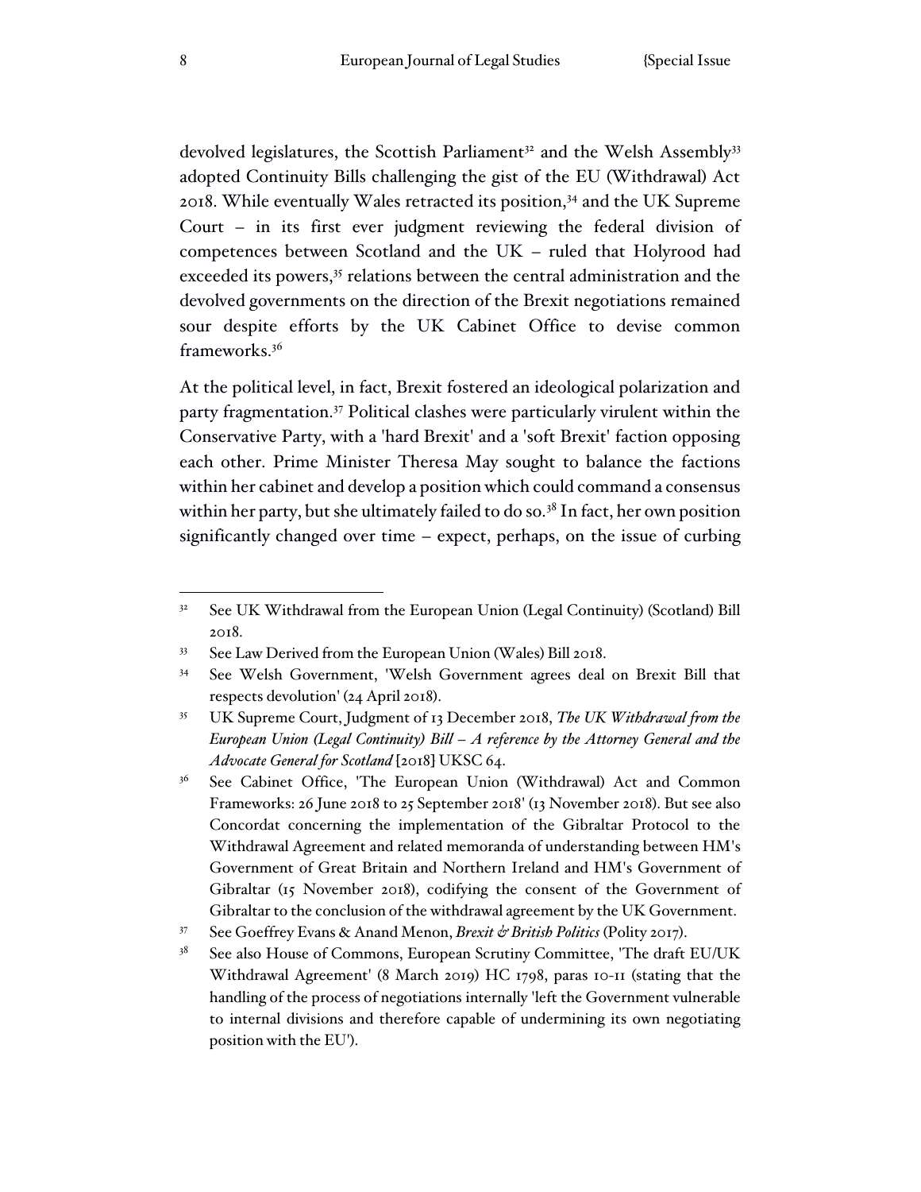devolved legislatures, the Scottish Parliament[32] and the Welsh Assembly[33] adopted Continuity Bills challenging the gist of the EU (Withdrawal) Act 2018. While eventually Wales retracted its position,[34] and the UK Supreme Court – in its first ever judgment reviewing the federal division of competences between Scotland and the UK – ruled that Holyrood had exceeded its powers,[35] relations between the central administration and the devolved governments on the direction of the Brexit negotiations remained sour despite efforts by the UK Cabinet Office to devise common frameworks.[36]

At the political level, in fact, Brexit fostered an ideological polarization and party fragmentation.[37] Political clashes were particularly virulent within the Conservative Party, with a 'hard Brexit' and a 'soft Brexit' faction opposing each other. Prime Minister Theresa May sought to balance the factions within her cabinet and develop a position which could command a consensus within her party, but she ultimately failed to do so.[38] In fact, her own position significantly changed over time – expect, perhaps, on the issue of curbing

---

[32] See UK Withdrawal from the European Union (Legal Continuity) (Scotland) Bill 2018.

[33] See Law Derived from the European Union (Wales) Bill 2018.

[34] See Welsh Government, 'Welsh Government agrees deal on Brexit Bill that respects devolution' (24 April 2018).

[35] UK Supreme Court, Judgment of 13 December 2018, *The UK Withdrawal from the European Union (Legal Continuity) Bill – A reference by the Attorney General and the Advocate General for Scotland* [2018] UKSC 64.

[36] See Cabinet Office, 'The European Union (Withdrawal) Act and Common Frameworks: 26 June 2018 to 25 September 2018' (13 November 2018). But see also Concordat concerning the implementation of the Gibraltar Protocol to the Withdrawal Agreement and related memoranda of understanding between HM's Government of Great Britain and Northern Ireland and HM's Government of Gibraltar (15 November 2018), codifying the consent of the Government of Gibraltar to the conclusion of the withdrawal agreement by the UK Government.

[37] See Goeffrey Evans & Anand Menon, *Brexit & British Politics* (Polity 2017).

[38] See also House of Commons, European Scrutiny Committee, 'The draft EU/UK Withdrawal Agreement' (8 March 2019) HC 1798, paras 10-11 (stating that the handling of the process of negotiations internally 'left the Government vulnerable to internal divisions and therefore capable of undermining its own negotiating position with the EU').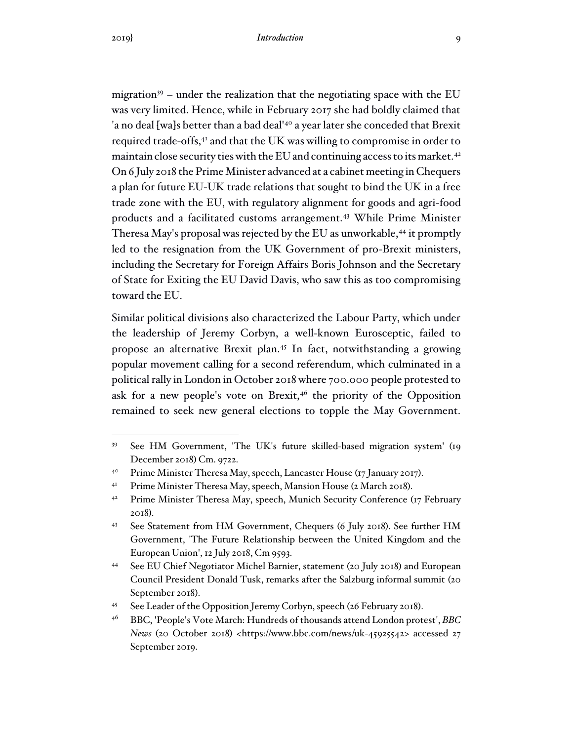migration[39] – under the realization that the negotiating space with the EU was very limited. Hence, while in February 2017 she had boldly claimed that 'a no deal [wa]s better than a bad deal'[40] a year later she conceded that Brexit required trade-offs,[41] and that the UK was willing to compromise in order to maintain close security ties with the EU and continuing access to its market.[42] On 6 July 2018 the Prime Minister advanced at a cabinet meeting in Chequers a plan for future EU-UK trade relations that sought to bind the UK in a free trade zone with the EU, with regulatory alignment for goods and agri-food products and a facilitated customs arrangement.[43] While Prime Minister Theresa May's proposal was rejected by the EU as unworkable,[44] it promptly led to the resignation from the UK Government of pro-Brexit ministers, including the Secretary for Foreign Affairs Boris Johnson and the Secretary of State for Exiting the EU David Davis, who saw this as too compromising toward the EU.

Similar political divisions also characterized the Labour Party, which under the leadership of Jeremy Corbyn, a well-known Eurosceptic, failed to propose an alternative Brexit plan.[45] In fact, notwithstanding a growing popular movement calling for a second referendum, which culminated in a political rally in London in October 2018 where 700.000 people protested to ask for a new people's vote on Brexit,[46] the priority of the Opposition remained to seek new general elections to topple the May Government.

---

[39] See HM Government, 'The UK's future skilled-based migration system' (19 December 2018) Cm. 9722.

[40] Prime Minister Theresa May, speech, Lancaster House (17 January 2017).

[41] Prime Minister Theresa May, speech, Mansion House (2 March 2018).

[42] Prime Minister Theresa May, speech, Munich Security Conference (17 February 2018).

[43] See Statement from HM Government, Chequers (6 July 2018). See further HM Government, 'The Future Relationship between the United Kingdom and the European Union', 12 July 2018, Cm 9593.

[44] See EU Chief Negotiator Michel Barnier, statement (20 July 2018) and European Council President Donald Tusk, remarks after the Salzburg informal summit (20 September 2018).

[45] See Leader of the Opposition Jeremy Corbyn, speech (26 February 2018).

[46] BBC, 'People's Vote March: Hundreds of thousands attend London protest', *BBC News* (20 October 2018) <https://www.bbc.com/news/uk-45925542> accessed 27 September 2019.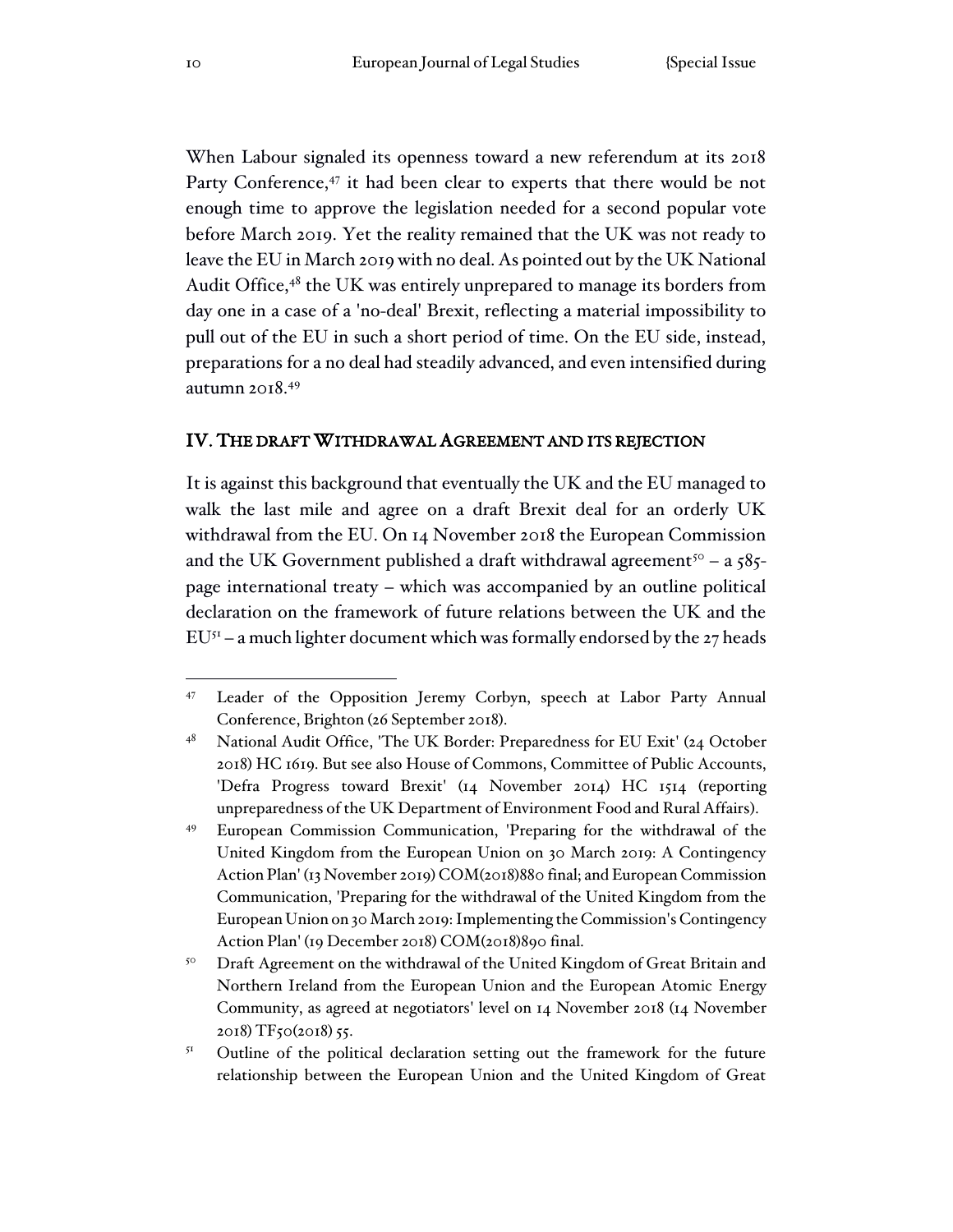When Labour signaled its openness toward a new referendum at its 2018 Party Conference,[47] it had been clear to experts that there would be not enough time to approve the legislation needed for a second popular vote before March 2019. Yet the reality remained that the UK was not ready to leave the EU in March 2019 with no deal. As pointed out by the UK National Audit Office,[48] the UK was entirely unprepared to manage its borders from day one in a case of a 'no-deal' Brexit, reflecting a material impossibility to pull out of the EU in such a short period of time. On the EU side, instead, preparations for a no deal had steadily advanced, and even intensified during autumn 2018.[49]

## IV. The draft Withdrawal Agreement and its rejection

It is against this background that eventually the UK and the EU managed to walk the last mile and agree on a draft Brexit deal for an orderly UK withdrawal from the EU. On 14 November 2018 the European Commission and the UK Government published a draft withdrawal agreement[50] – a 585-page international treaty – which was accompanied by an outline political declaration on the framework of future relations between the UK and the EU[51] – a much lighter document which was formally endorsed by the 27 heads

---

[47] Leader of the Opposition Jeremy Corbyn, speech at Labor Party Annual Conference, Brighton (26 September 2018).

[48] National Audit Office, 'The UK Border: Preparedness for EU Exit' (24 October 2018) HC 1619. But see also House of Commons, Committee of Public Accounts, 'Defra Progress toward Brexit' (14 November 2014) HC 1514 (reporting unpreparedness of the UK Department of Environment Food and Rural Affairs).

[49] European Commission Communication, 'Preparing for the withdrawal of the United Kingdom from the European Union on 30 March 2019: A Contingency Action Plan' (13 November 2019) COM(2018)880 final; and European Commission Communication, 'Preparing for the withdrawal of the United Kingdom from the European Union on 30 March 2019: Implementing the Commission's Contingency Action Plan' (19 December 2018) COM(2018)890 final.

[50] Draft Agreement on the withdrawal of the United Kingdom of Great Britain and Northern Ireland from the European Union and the European Atomic Energy Community, as agreed at negotiators' level on 14 November 2018 (14 November 2018) TF50(2018) 55.

[51] Outline of the political declaration setting out the framework for the future relationship between the European Union and the United Kingdom of Great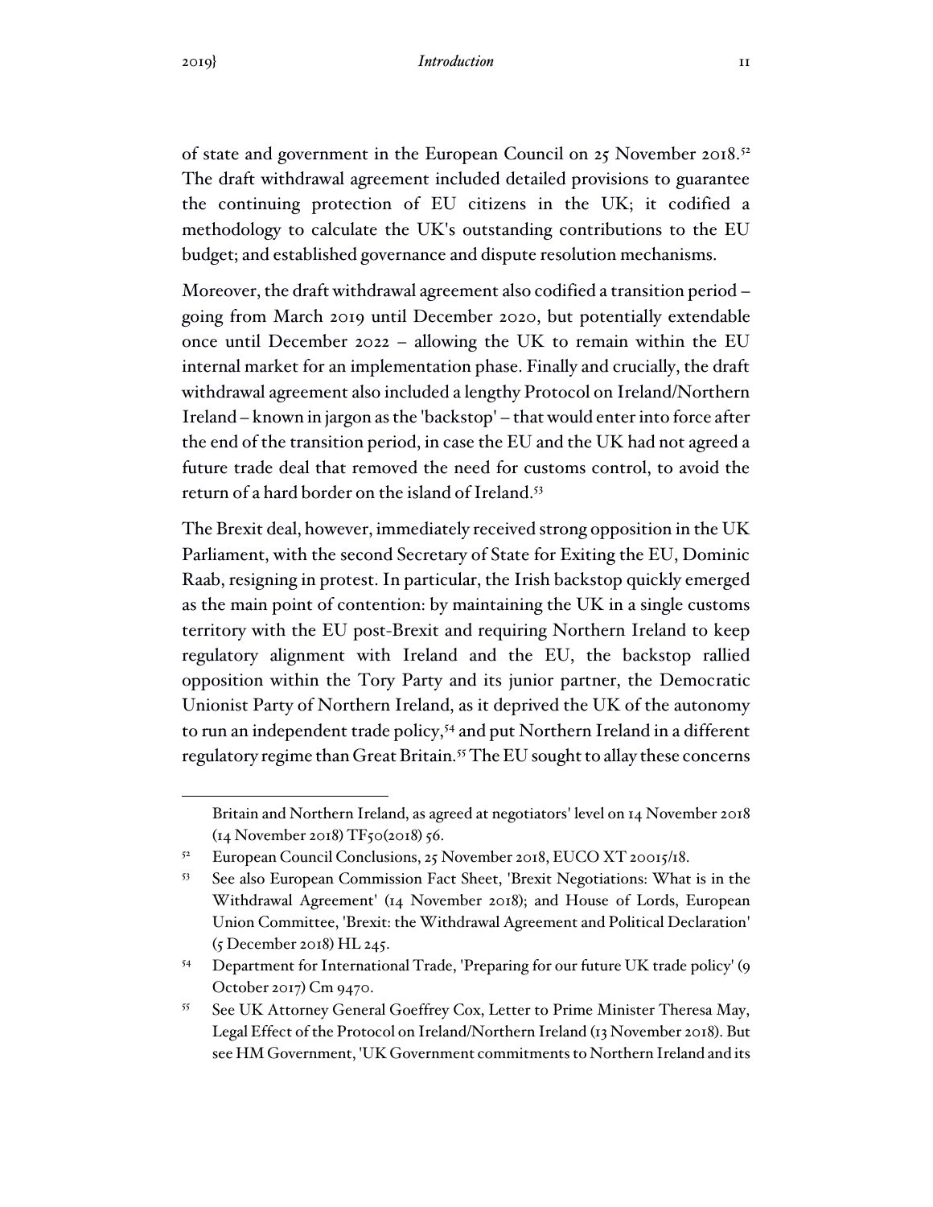of state and government in the European Council on 25 November 2018.[52] The draft withdrawal agreement included detailed provisions to guarantee the continuing protection of EU citizens in the UK; it codified a methodology to calculate the UK's outstanding contributions to the EU budget; and established governance and dispute resolution mechanisms.

Moreover, the draft withdrawal agreement also codified a transition period – going from March 2019 until December 2020, but potentially extendable once until December 2022 – allowing the UK to remain within the EU internal market for an implementation phase. Finally and crucially, the draft withdrawal agreement also included a lengthy Protocol on Ireland/Northern Ireland – known in jargon as the 'backstop' – that would enter into force after the end of the transition period, in case the EU and the UK had not agreed a future trade deal that removed the need for customs control, to avoid the return of a hard border on the island of Ireland.[53]

The Brexit deal, however, immediately received strong opposition in the UK Parliament, with the second Secretary of State for Exiting the EU, Dominic Raab, resigning in protest. In particular, the Irish backstop quickly emerged as the main point of contention: by maintaining the UK in a single customs territory with the EU post-Brexit and requiring Northern Ireland to keep regulatory alignment with Ireland and the EU, the backstop rallied opposition within the Tory Party and its junior partner, the Democratic Unionist Party of Northern Ireland, as it deprived the UK of the autonomy to run an independent trade policy,[54] and put Northern Ireland in a different regulatory regime than Great Britain.[55] The EU sought to allay these concerns

---

Britain and Northern Ireland, as agreed at negotiators' level on 14 November 2018 (14 November 2018) TF50(2018) 56.

[52] European Council Conclusions, 25 November 2018, EUCO XT 20015/18.

[53] See also European Commission Fact Sheet, 'Brexit Negotiations: What is in the Withdrawal Agreement' (14 November 2018); and House of Lords, European Union Committee, 'Brexit: the Withdrawal Agreement and Political Declaration' (5 December 2018) HL 245.

[54] Department for International Trade, 'Preparing for our future UK trade policy' (9 October 2017) Cm 9470.

[55] See UK Attorney General Goeffrey Cox, Letter to Prime Minister Theresa May, Legal Effect of the Protocol on Ireland/Northern Ireland (13 November 2018). But see HM Government, 'UK Government commitments to Northern Ireland and its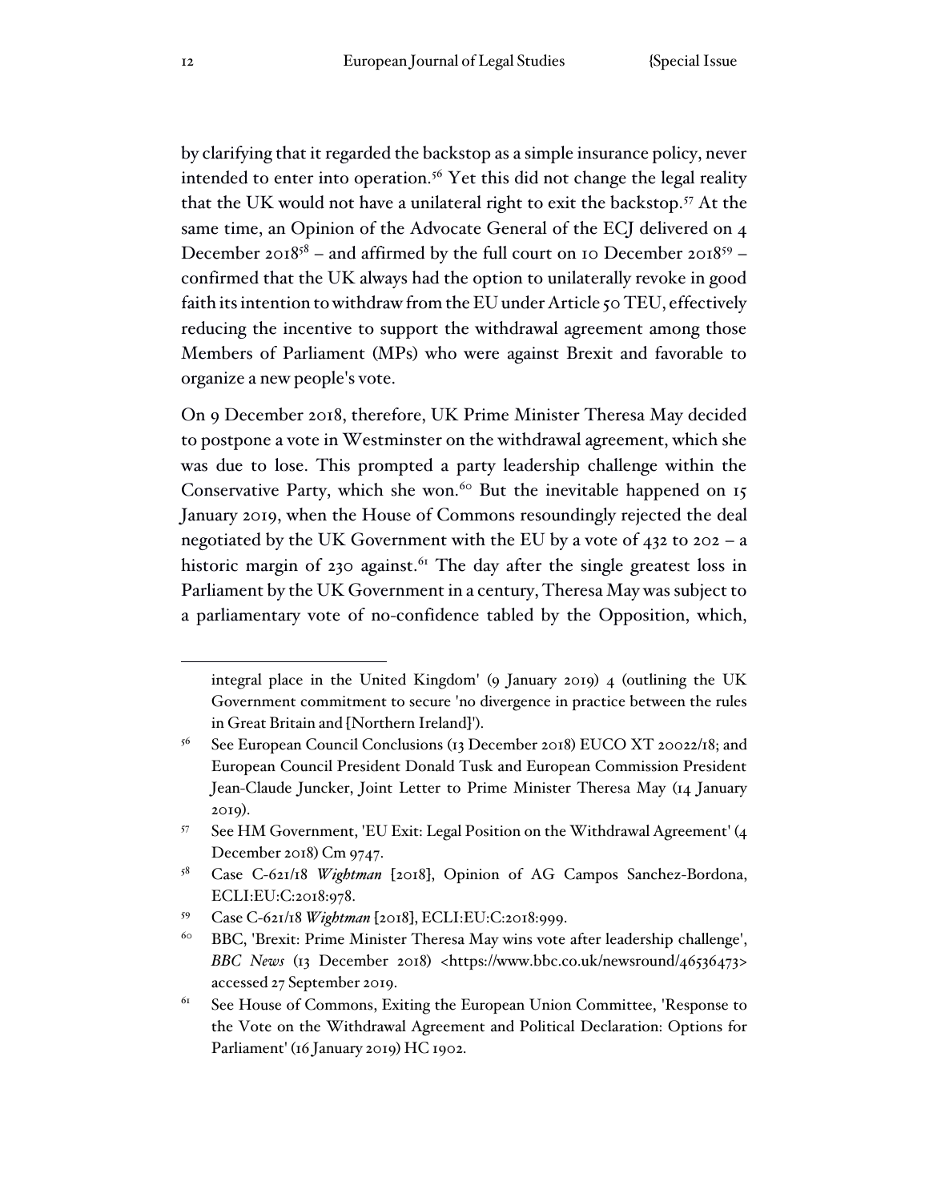by clarifying that it regarded the backstop as a simple insurance policy, never intended to enter into operation.[56] Yet this did not change the legal reality that the UK would not have a unilateral right to exit the backstop.[57] At the same time, an Opinion of the Advocate General of the ECJ delivered on 4 December 2018[58] – and affirmed by the full court on 10 December 2018[59] – confirmed that the UK always had the option to unilaterally revoke in good faith its intention to withdraw from the EU under Article 50 TEU, effectively reducing the incentive to support the withdrawal agreement among those Members of Parliament (MPs) who were against Brexit and favorable to organize a new people's vote.

On 9 December 2018, therefore, UK Prime Minister Theresa May decided to postpone a vote in Westminster on the withdrawal agreement, which she was due to lose. This prompted a party leadership challenge within the Conservative Party, which she won.[60] But the inevitable happened on 15 January 2019, when the House of Commons resoundingly rejected the deal negotiated by the UK Government with the EU by a vote of 432 to 202 – a historic margin of 230 against.[61] The day after the single greatest loss in Parliament by the UK Government in a century, Theresa May was subject to a parliamentary vote of no-confidence tabled by the Opposition, which,

---

integral place in the United Kingdom' (9 January 2019) 4 (outlining the UK Government commitment to secure 'no divergence in practice between the rules in Great Britain and [Northern Ireland]').

[56] See European Council Conclusions (13 December 2018) EUCO XT 20022/18; and European Council President Donald Tusk and European Commission President Jean-Claude Juncker, Joint Letter to Prime Minister Theresa May (14 January 2019).

[57] See HM Government, 'EU Exit: Legal Position on the Withdrawal Agreement' (4 December 2018) Cm 9747.

[58] Case C-621/18 *Wightman* [2018], Opinion of AG Campos Sanchez-Bordona, ECLI:EU:C:2018:978.

[59] Case C-621/18 *Wightman* [2018], ECLI:EU:C:2018:999.

[60] BBC, 'Brexit: Prime Minister Theresa May wins vote after leadership challenge', *BBC News* (13 December 2018) <https://www.bbc.co.uk/newsround/46536473> accessed 27 September 2019.

[61] See House of Commons, Exiting the European Union Committee, 'Response to the Vote on the Withdrawal Agreement and Political Declaration: Options for Parliament' (16 January 2019) HC 1902.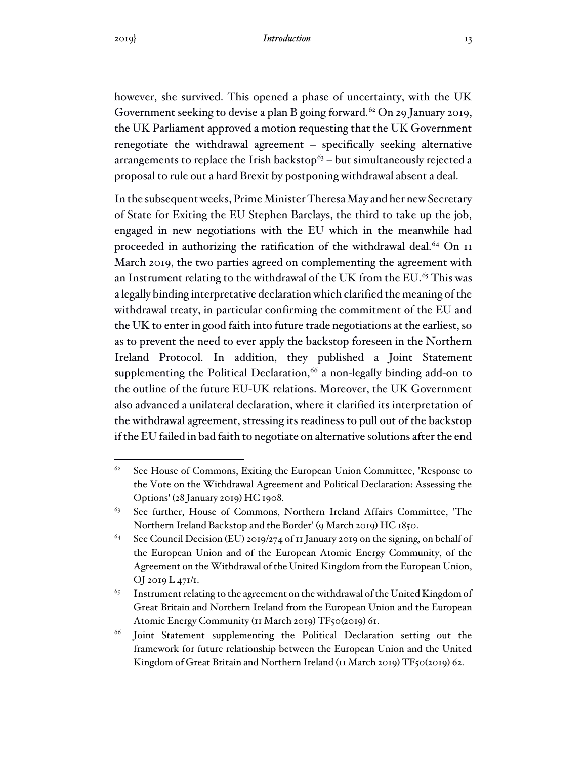however, she survived. This opened a phase of uncertainty, with the UK Government seeking to devise a plan B going forward.[62] On 29 January 2019, the UK Parliament approved a motion requesting that the UK Government renegotiate the withdrawal agreement – specifically seeking alternative arrangements to replace the Irish backstop[63] – but simultaneously rejected a proposal to rule out a hard Brexit by postponing withdrawal absent a deal.

In the subsequent weeks, Prime Minister Theresa May and her new Secretary of State for Exiting the EU Stephen Barclays, the third to take up the job, engaged in new negotiations with the EU which in the meanwhile had proceeded in authorizing the ratification of the withdrawal deal.[64] On 11 March 2019, the two parties agreed on complementing the agreement with an Instrument relating to the withdrawal of the UK from the EU.[65] This was a legally binding interpretative declaration which clarified the meaning of the withdrawal treaty, in particular confirming the commitment of the EU and the UK to enter in good faith into future trade negotiations at the earliest, so as to prevent the need to ever apply the backstop foreseen in the Northern Ireland Protocol. In addition, they published a Joint Statement supplementing the Political Declaration,[66] a non-legally binding add-on to the outline of the future EU-UK relations. Moreover, the UK Government also advanced a unilateral declaration, where it clarified its interpretation of the withdrawal agreement, stressing its readiness to pull out of the backstop if the EU failed in bad faith to negotiate on alternative solutions after the end

---

[62] See House of Commons, Exiting the European Union Committee, 'Response to the Vote on the Withdrawal Agreement and Political Declaration: Assessing the Options' (28 January 2019) HC 1908.

[63] See further, House of Commons, Northern Ireland Affairs Committee, 'The Northern Ireland Backstop and the Border' (9 March 2019) HC 1850.

[64] See Council Decision (EU) 2019/274 of 11 January 2019 on the signing, on behalf of the European Union and of the European Atomic Energy Community, of the Agreement on the Withdrawal of the United Kingdom from the European Union, OJ 2019 L 471/1.

[65] Instrument relating to the agreement on the withdrawal of the United Kingdom of Great Britain and Northern Ireland from the European Union and the European Atomic Energy Community (11 March 2019) TF50(2019) 61.

[66] Joint Statement supplementing the Political Declaration setting out the framework for future relationship between the European Union and the United Kingdom of Great Britain and Northern Ireland (11 March 2019) TF50(2019) 62.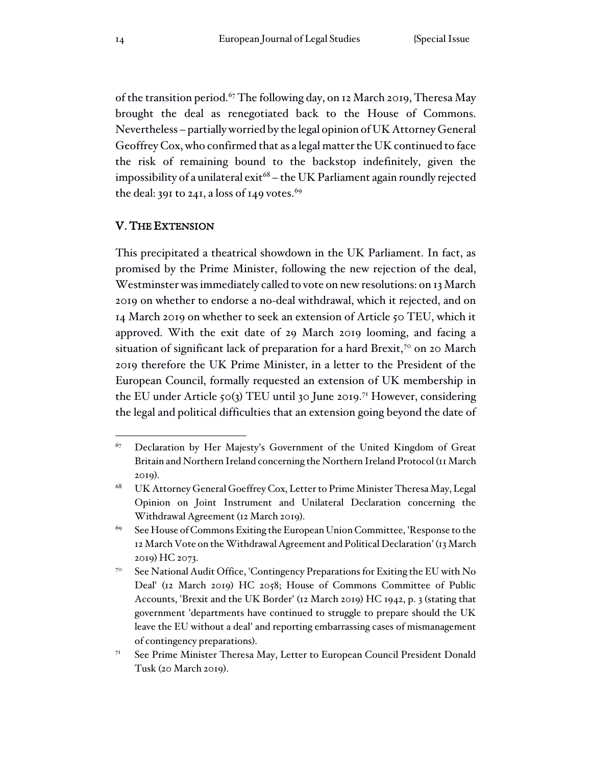of the transition period.[67] The following day, on 12 March 2019, Theresa May brought the deal as renegotiated back to the House of Commons. Nevertheless – partially worried by the legal opinion of UK Attorney General Geoffrey Cox, who confirmed that as a legal matter the UK continued to face the risk of remaining bound to the backstop indefinitely, given the impossibility of a unilateral exit[68] – the UK Parliament again roundly rejected the deal: 391 to 241, a loss of 149 votes.[69]

## V. The Extension

This precipitated a theatrical showdown in the UK Parliament. In fact, as promised by the Prime Minister, following the new rejection of the deal, Westminster was immediately called to vote on new resolutions: on 13 March 2019 on whether to endorse a no-deal withdrawal, which it rejected, and on 14 March 2019 on whether to seek an extension of Article 50 TEU, which it approved. With the exit date of 29 March 2019 looming, and facing a situation of significant lack of preparation for a hard Brexit,[70] on 20 March 2019 therefore the UK Prime Minister, in a letter to the President of the European Council, formally requested an extension of UK membership in the EU under Article 50(3) TEU until 30 June 2019.[71] However, considering the legal and political difficulties that an extension going beyond the date of

---

[67] Declaration by Her Majesty's Government of the United Kingdom of Great Britain and Northern Ireland concerning the Northern Ireland Protocol (11 March 2019).

[68] UK Attorney General Geoffrey Cox, Letter to Prime Minister Theresa May, Legal Opinion on Joint Instrument and Unilateral Declaration concerning the Withdrawal Agreement (12 March 2019).

[69] See House of Commons Exiting the European Union Committee, 'Response to the 12 March Vote on the Withdrawal Agreement and Political Declaration' (13 March 2019) HC 2073.

[70] See National Audit Office, 'Contingency Preparations for Exiting the EU with No Deal' (12 March 2019) HC 2058; House of Commons Committee of Public Accounts, 'Brexit and the UK Border' (12 March 2019) HC 1942, p. 3 (stating that government 'departments have continued to struggle to prepare should the UK leave the EU without a deal' and reporting embarrassing cases of mismanagement of contingency preparations).

[71] See Prime Minister Theresa May, Letter to European Council President Donald Tusk (20 March 2019).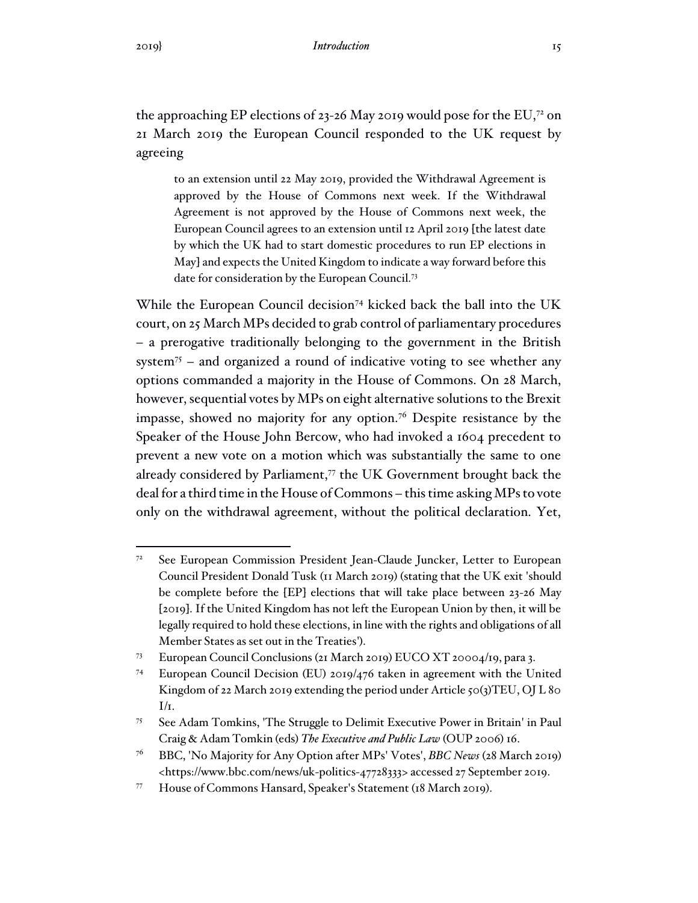the approaching EP elections of 23-26 May 2019 would pose for the EU,[72] on 21 March 2019 the European Council responded to the UK request by agreeing

> to an extension until 22 May 2019, provided the Withdrawal Agreement is approved by the House of Commons next week. If the Withdrawal Agreement is not approved by the House of Commons next week, the European Council agrees to an extension until 12 April 2019 [the latest date by which the UK had to start domestic procedures to run EP elections in May] and expects the United Kingdom to indicate a way forward before this date for consideration by the European Council.[73]

While the European Council decision[74] kicked back the ball into the UK court, on 25 March MPs decided to grab control of parliamentary procedures – a prerogative traditionally belonging to the government in the British system[75] – and organized a round of indicative voting to see whether any options commanded a majority in the House of Commons. On 28 March, however, sequential votes by MPs on eight alternative solutions to the Brexit impasse, showed no majority for any option.[76] Despite resistance by the Speaker of the House John Bercow, who had invoked a 1604 precedent to prevent a new vote on a motion which was substantially the same to one already considered by Parliament,[77] the UK Government brought back the deal for a third time in the House of Commons – this time asking MPs to vote only on the withdrawal agreement, without the political declaration. Yet,

---

[72] See European Commission President Jean-Claude Juncker, Letter to European Council President Donald Tusk (11 March 2019) (stating that the UK exit 'should be complete before the [EP] elections that will take place between 23-26 May [2019]. If the United Kingdom has not left the European Union by then, it will be legally required to hold these elections, in line with the rights and obligations of all Member States as set out in the Treaties').

[73] European Council Conclusions (21 March 2019) EUCO XT 20004/19, para 3.

[74] European Council Decision (EU) 2019/476 taken in agreement with the United Kingdom of 22 March 2019 extending the period under Article 50(3)TEU, OJ L 80 I/1.

[75] See Adam Tomkins, 'The Struggle to Delimit Executive Power in Britain' in Paul Craig & Adam Tomkin (eds) *The Executive and Public Law* (OUP 2006) 16.

[76] BBC, 'No Majority for Any Option after MPs' Votes', *BBC News* (28 March 2019) <https://www.bbc.com/news/uk-politics-47728333> accessed 27 September 2019.

[77] House of Commons Hansard, Speaker's Statement (18 March 2019).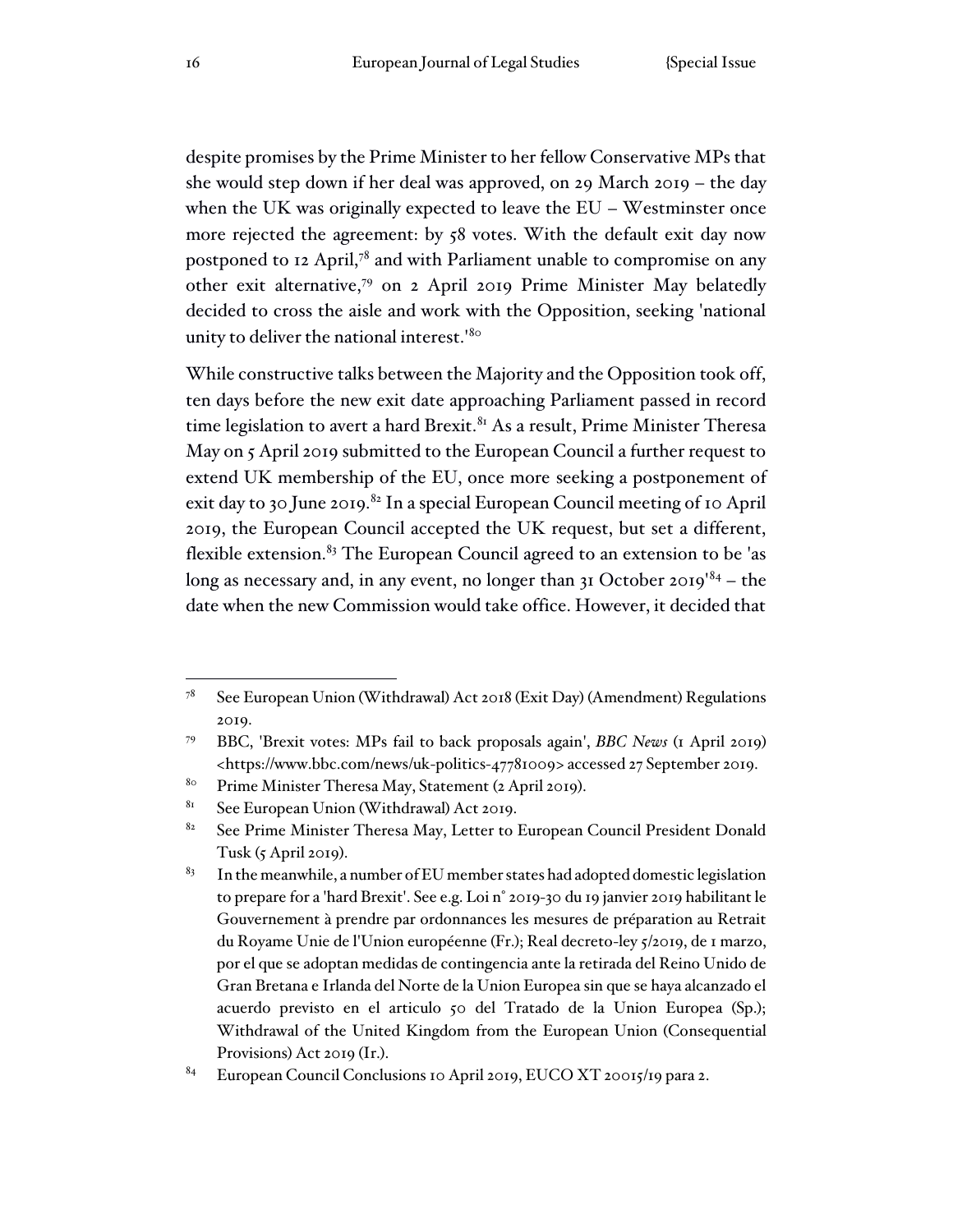despite promises by the Prime Minister to her fellow Conservative MPs that she would step down if her deal was approved, on 29 March 2019 – the day when the UK was originally expected to leave the EU – Westminster once more rejected the agreement: by 58 votes. With the default exit day now postponed to 12 April,[78] and with Parliament unable to compromise on any other exit alternative,[79] on 2 April 2019 Prime Minister May belatedly decided to cross the aisle and work with the Opposition, seeking 'national unity to deliver the national interest.'[80]

While constructive talks between the Majority and the Opposition took off, ten days before the new exit date approaching Parliament passed in record time legislation to avert a hard Brexit.[81] As a result, Prime Minister Theresa May on 5 April 2019 submitted to the European Council a further request to extend UK membership of the EU, once more seeking a postponement of exit day to 30 June 2019.[82] In a special European Council meeting of 10 April 2019, the European Council accepted the UK request, but set a different, flexible extension.[83] The European Council agreed to an extension to be 'as long as necessary and, in any event, no longer than 31 October 2019'[84] – the date when the new Commission would take office. However, it decided that

---

[78] See European Union (Withdrawal) Act 2018 (Exit Day) (Amendment) Regulations 2019.

[79] BBC, 'Brexit votes: MPs fail to back proposals again', *BBC News* (1 April 2019) <https://www.bbc.com/news/uk-politics-47781009> accessed 27 September 2019.

[80] Prime Minister Theresa May, Statement (2 April 2019).

[81] See European Union (Withdrawal) Act 2019.

[82] See Prime Minister Theresa May, Letter to European Council President Donald Tusk (5 April 2019).

[83] In the meanwhile, a number of EU member states had adopted domestic legislation to prepare for a 'hard Brexit'. See e.g. Loi n° 2019-30 du 19 janvier 2019 habilitant le Gouvernement à prendre par ordonnances les mesures de préparation au Retrait du Royame Unie de l'Union européenne (Fr.); Real decreto-ley 5/2019, de 1 marzo, por el que se adoptan medidas de contingencia ante la retirada del Reino Unido de Gran Bretana e Irlanda del Norte de la Union Europea sin que se haya alcanzado el acuerdo previsto en el articulo 50 del Tratado de la Union Europea (Sp.); Withdrawal of the United Kingdom from the European Union (Consequential Provisions) Act 2019 (Ir.).

[84] European Council Conclusions 10 April 2019, EUCO XT 20015/19 para 2.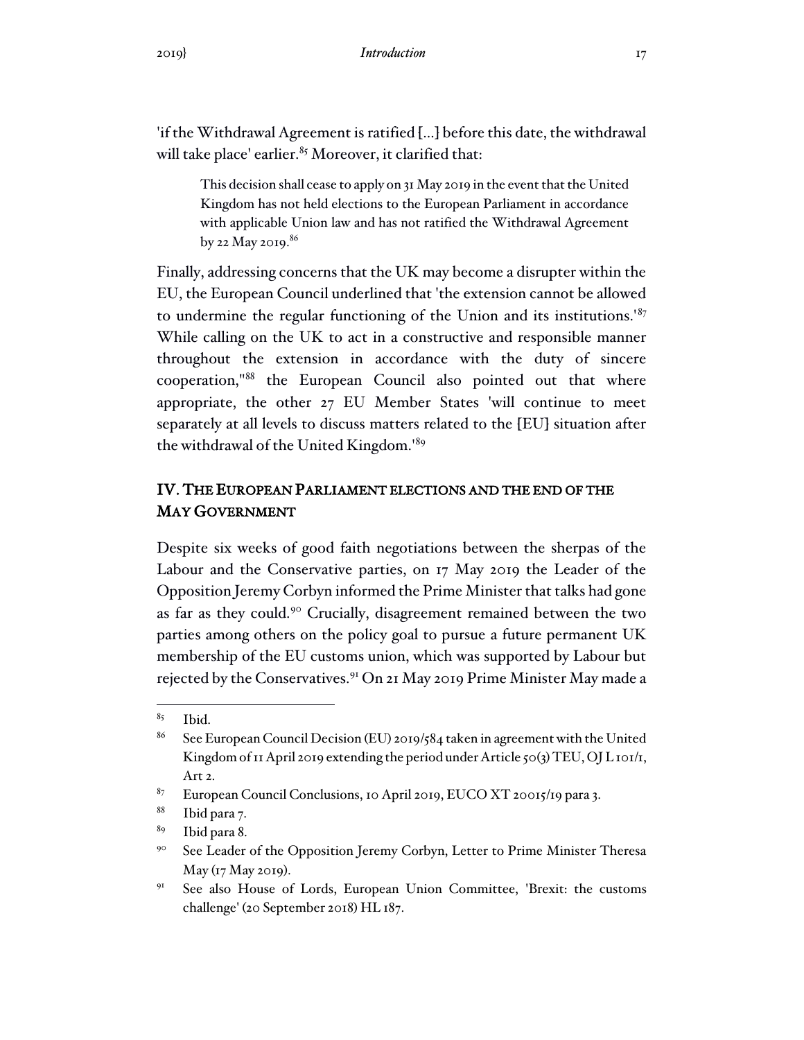'if the Withdrawal Agreement is ratified [...] before this date, the withdrawal will take place' earlier.[85] Moreover, it clarified that:

> This decision shall cease to apply on 31 May 2019 in the event that the United Kingdom has not held elections to the European Parliament in accordance with applicable Union law and has not ratified the Withdrawal Agreement by 22 May 2019.[86]

Finally, addressing concerns that the UK may become a disrupter within the EU, the European Council underlined that 'the extension cannot be allowed to undermine the regular functioning of the Union and its institutions.'[87] While calling on the UK to act in a constructive and responsible manner throughout the extension in accordance with the duty of sincere cooperation,"[88] the European Council also pointed out that where appropriate, the other 27 EU Member States 'will continue to meet separately at all levels to discuss matters related to the [EU] situation after the withdrawal of the United Kingdom.'[89]

## IV. The European Parliament elections and the end of the May Government

Despite six weeks of good faith negotiations between the sherpas of the Labour and the Conservative parties, on 17 May 2019 the Leader of the Opposition Jeremy Corbyn informed the Prime Minister that talks had gone as far as they could.[90] Crucially, disagreement remained between the two parties among others on the policy goal to pursue a future permanent UK membership of the EU customs union, which was supported by Labour but rejected by the Conservatives.[91] On 21 May 2019 Prime Minister May made a

---

[85] Ibid.

[86] See European Council Decision (EU) 2019/584 taken in agreement with the United Kingdom of 11 April 2019 extending the period under Article 50(3) TEU, OJ L 101/1, Art 2.

[87] European Council Conclusions, 10 April 2019, EUCO XT 20015/19 para 3.

[88] Ibid para 7.

[89] Ibid para 8.

[90] See Leader of the Opposition Jeremy Corbyn, Letter to Prime Minister Theresa May (17 May 2019).

[91] See also House of Lords, European Union Committee, 'Brexit: the customs challenge' (20 September 2018) HL 187.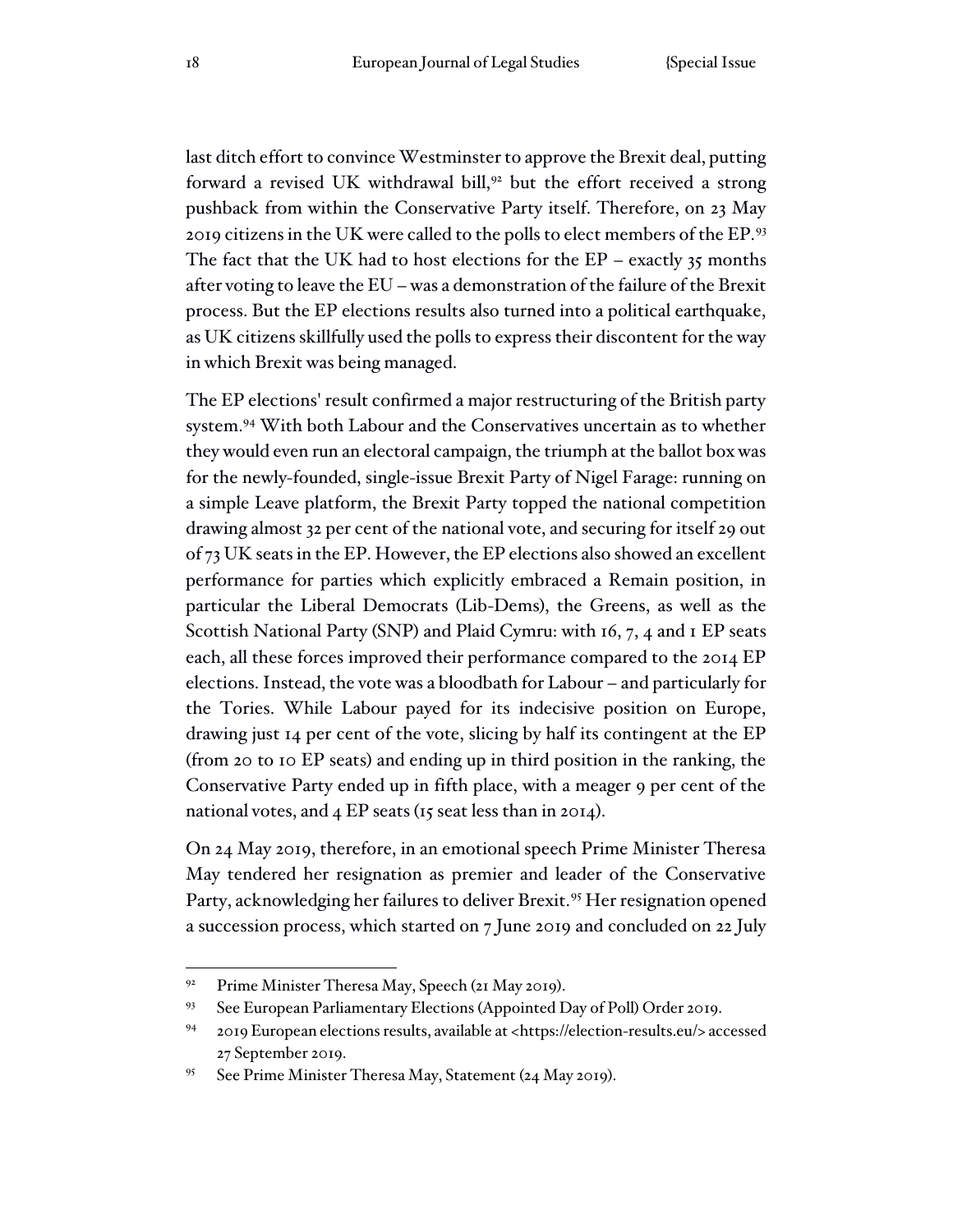last ditch effort to convince Westminster to approve the Brexit deal, putting forward a revised UK withdrawal bill,[92] but the effort received a strong pushback from within the Conservative Party itself. Therefore, on 23 May 2019 citizens in the UK were called to the polls to elect members of the EP.[93] The fact that the UK had to host elections for the EP – exactly 35 months after voting to leave the EU – was a demonstration of the failure of the Brexit process. But the EP elections results also turned into a political earthquake, as UK citizens skillfully used the polls to express their discontent for the way in which Brexit was being managed.

The EP elections' result confirmed a major restructuring of the British party system.[94] With both Labour and the Conservatives uncertain as to whether they would even run an electoral campaign, the triumph at the ballot box was for the newly-founded, single-issue Brexit Party of Nigel Farage: running on a simple Leave platform, the Brexit Party topped the national competition drawing almost 32 per cent of the national vote, and securing for itself 29 out of 73 UK seats in the EP. However, the EP elections also showed an excellent performance for parties which explicitly embraced a Remain position, in particular the Liberal Democrats (Lib-Dems), the Greens, as well as the Scottish National Party (SNP) and Plaid Cymru: with 16, 7, 4 and 1 EP seats each, all these forces improved their performance compared to the 2014 EP elections. Instead, the vote was a bloodbath for Labour – and particularly for the Tories. While Labour payed for its indecisive position on Europe, drawing just 14 per cent of the vote, slicing by half its contingent at the EP (from 20 to 10 EP seats) and ending up in third position in the ranking, the Conservative Party ended up in fifth place, with a meager 9 per cent of the national votes, and 4 EP seats (15 seat less than in 2014).

On 24 May 2019, therefore, in an emotional speech Prime Minister Theresa May tendered her resignation as premier and leader of the Conservative Party, acknowledging her failures to deliver Brexit.[95] Her resignation opened a succession process, which started on 7 June 2019 and concluded on 22 July

---

[92] Prime Minister Theresa May, Speech (21 May 2019).

[93] See European Parliamentary Elections (Appointed Day of Poll) Order 2019.

[94] 2019 European elections results, available at <https://election-results.eu/> accessed 27 September 2019.

[95] See Prime Minister Theresa May, Statement (24 May 2019).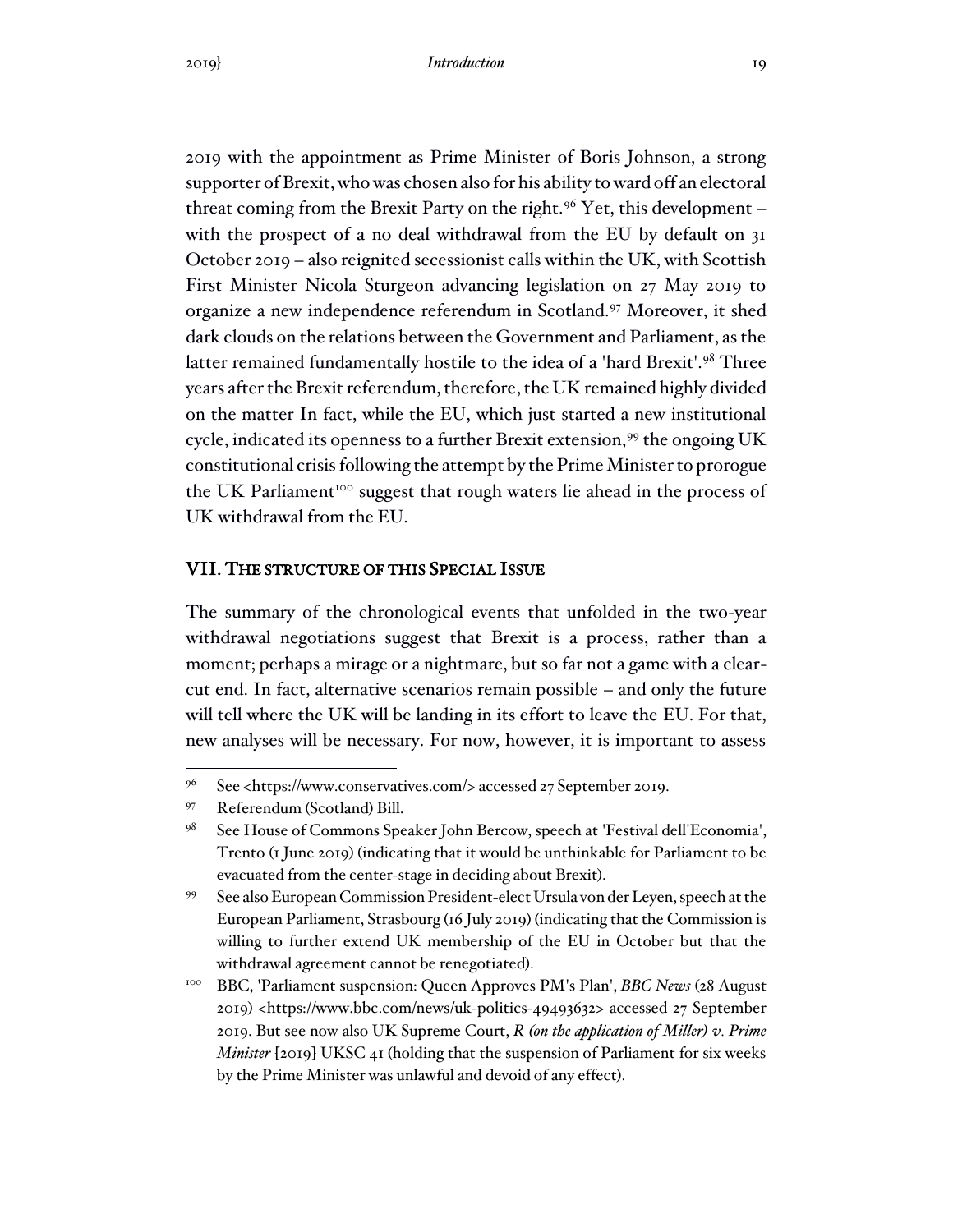2019 with the appointment as Prime Minister of Boris Johnson, a strong supporter of Brexit, who was chosen also for his ability to ward off an electoral threat coming from the Brexit Party on the right.[96] Yet, this development – with the prospect of a no deal withdrawal from the EU by default on 31 October 2019 – also reignited secessionist calls within the UK, with Scottish First Minister Nicola Sturgeon advancing legislation on 27 May 2019 to organize a new independence referendum in Scotland.[97] Moreover, it shed dark clouds on the relations between the Government and Parliament, as the latter remained fundamentally hostile to the idea of a 'hard Brexit'.[98] Three years after the Brexit referendum, therefore, the UK remained highly divided on the matter In fact, while the EU, which just started a new institutional cycle, indicated its openness to a further Brexit extension,[99] the ongoing UK constitutional crisis following the attempt by the Prime Minister to prorogue the UK Parliament[100] suggest that rough waters lie ahead in the process of UK withdrawal from the EU.

## VII. THE STRUCTURE OF THIS SPECIAL ISSUE

The summary of the chronological events that unfolded in the two-year withdrawal negotiations suggest that Brexit is a process, rather than a moment; perhaps a mirage or a nightmare, but so far not a game with a clear-cut end. In fact, alternative scenarios remain possible – and only the future will tell where the UK will be landing in its effort to leave the EU. For that, new analyses will be necessary. For now, however, it is important to assess

---

[96] See <https://www.conservatives.com/> accessed 27 September 2019.

[97] Referendum (Scotland) Bill.

[98] See House of Commons Speaker John Bercow, speech at 'Festival dell'Economia', Trento (1 June 2019) (indicating that it would be unthinkable for Parliament to be evacuated from the center-stage in deciding about Brexit).

[99] See also European Commission President-elect Ursula von der Leyen, speech at the European Parliament, Strasbourg (16 July 2019) (indicating that the Commission is willing to further extend UK membership of the EU in October but that the withdrawal agreement cannot be renegotiated).

[100] BBC, 'Parliament suspension: Queen Approves PM's Plan', *BBC News* (28 August 2019) <https://www.bbc.com/news/uk-politics-49493632> accessed 27 September 2019. But see now also UK Supreme Court, *R (on the application of Miller) v. Prime Minister* [2019] UKSC 41 (holding that the suspension of Parliament for six weeks by the Prime Minister was unlawful and devoid of any effect).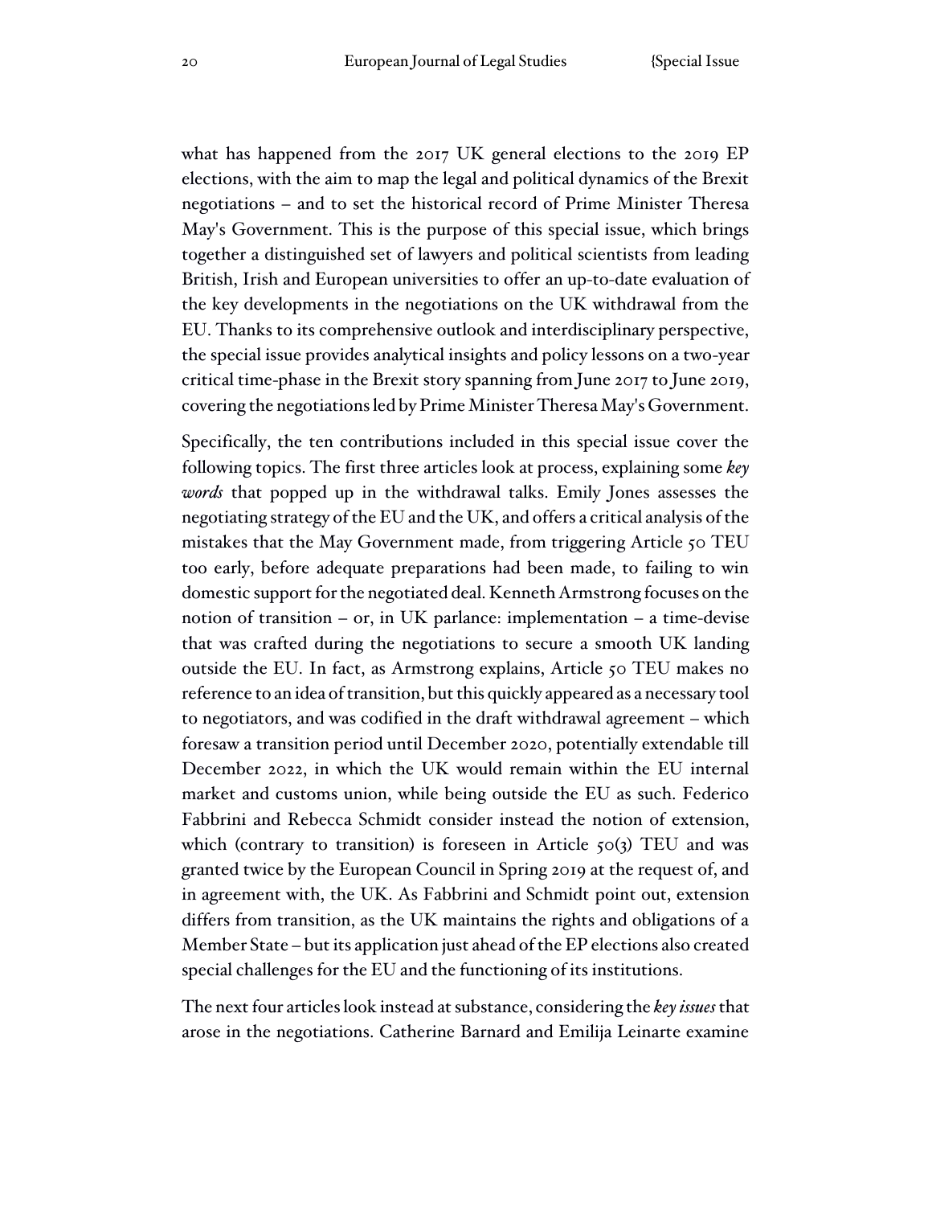what has happened from the 2017 UK general elections to the 2019 EP elections, with the aim to map the legal and political dynamics of the Brexit negotiations – and to set the historical record of Prime Minister Theresa May's Government. This is the purpose of this special issue, which brings together a distinguished set of lawyers and political scientists from leading British, Irish and European universities to offer an up-to-date evaluation of the key developments in the negotiations on the UK withdrawal from the EU. Thanks to its comprehensive outlook and interdisciplinary perspective, the special issue provides analytical insights and policy lessons on a two-year critical time-phase in the Brexit story spanning from June 2017 to June 2019, covering the negotiations led by Prime Minister Theresa May's Government.

Specifically, the ten contributions included in this special issue cover the following topics. The first three articles look at process, explaining some *key words* that popped up in the withdrawal talks. Emily Jones assesses the negotiating strategy of the EU and the UK, and offers a critical analysis of the mistakes that the May Government made, from triggering Article 50 TEU too early, before adequate preparations had been made, to failing to win domestic support for the negotiated deal. Kenneth Armstrong focuses on the notion of transition – or, in UK parlance: implementation – a time-devise that was crafted during the negotiations to secure a smooth UK landing outside the EU. In fact, as Armstrong explains, Article 50 TEU makes no reference to an idea of transition, but this quickly appeared as a necessary tool to negotiators, and was codified in the draft withdrawal agreement – which foresaw a transition period until December 2020, potentially extendable till December 2022, in which the UK would remain within the EU internal market and customs union, while being outside the EU as such. Federico Fabbrini and Rebecca Schmidt consider instead the notion of extension, which (contrary to transition) is foreseen in Article 50(3) TEU and was granted twice by the European Council in Spring 2019 at the request of, and in agreement with, the UK. As Fabbrini and Schmidt point out, extension differs from transition, as the UK maintains the rights and obligations of a Member State – but its application just ahead of the EP elections also created special challenges for the EU and the functioning of its institutions.

The next four articles look instead at substance, considering the *key issues* that arose in the negotiations. Catherine Barnard and Emilija Leinarte examine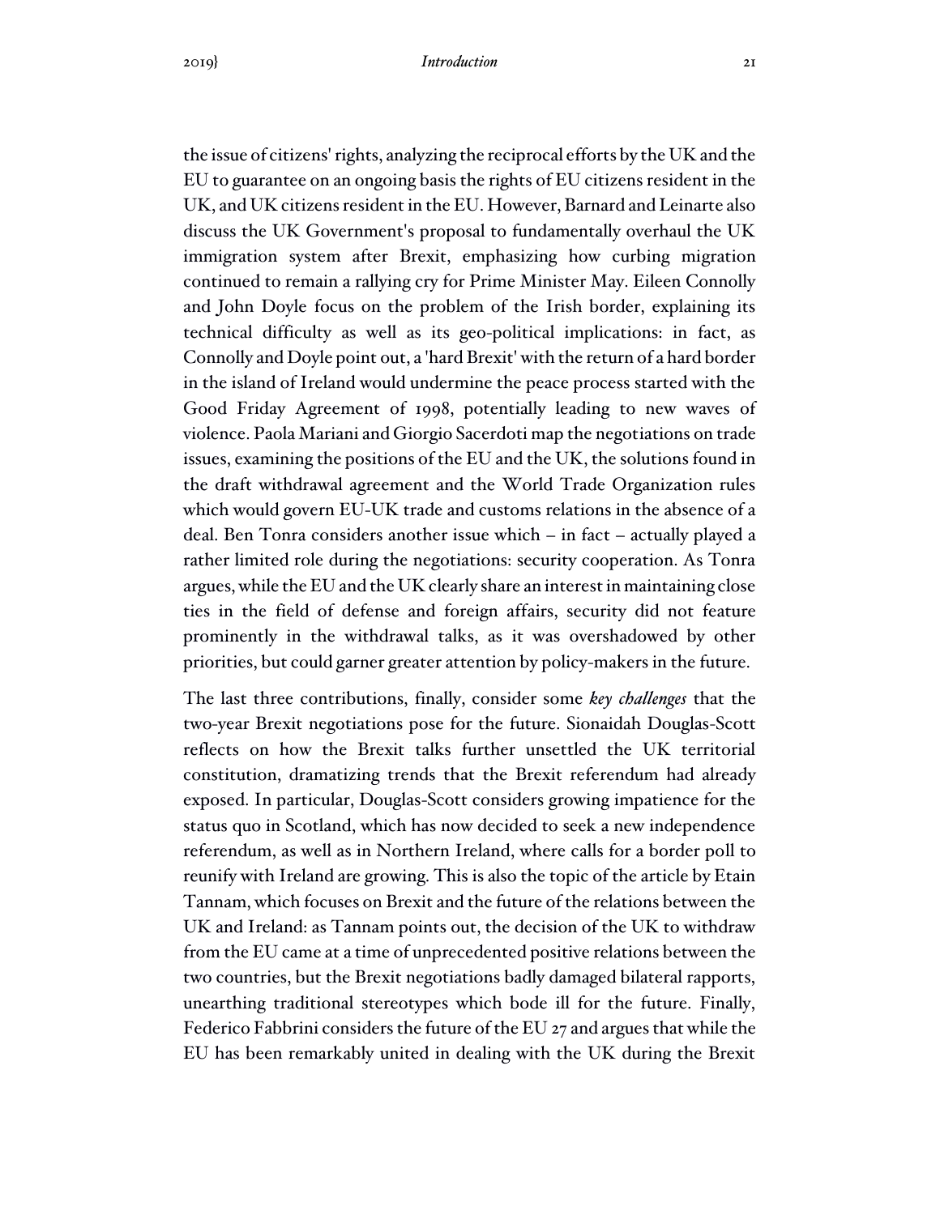the issue of citizens' rights, analyzing the reciprocal efforts by the UK and the EU to guarantee on an ongoing basis the rights of EU citizens resident in the UK, and UK citizens resident in the EU. However, Barnard and Leinarte also discuss the UK Government's proposal to fundamentally overhaul the UK immigration system after Brexit, emphasizing how curbing migration continued to remain a rallying cry for Prime Minister May. Eileen Connolly and John Doyle focus on the problem of the Irish border, explaining its technical difficulty as well as its geo-political implications: in fact, as Connolly and Doyle point out, a 'hard Brexit' with the return of a hard border in the island of Ireland would undermine the peace process started with the Good Friday Agreement of 1998, potentially leading to new waves of violence. Paola Mariani and Giorgio Sacerdoti map the negotiations on trade issues, examining the positions of the EU and the UK, the solutions found in the draft withdrawal agreement and the World Trade Organization rules which would govern EU-UK trade and customs relations in the absence of a deal. Ben Tonra considers another issue which – in fact – actually played a rather limited role during the negotiations: security cooperation. As Tonra argues, while the EU and the UK clearly share an interest in maintaining close ties in the field of defense and foreign affairs, security did not feature prominently in the withdrawal talks, as it was overshadowed by other priorities, but could garner greater attention by policy-makers in the future.

The last three contributions, finally, consider some *key challenges* that the two-year Brexit negotiations pose for the future. Sionaidah Douglas-Scott reflects on how the Brexit talks further unsettled the UK territorial constitution, dramatizing trends that the Brexit referendum had already exposed. In particular, Douglas-Scott considers growing impatience for the status quo in Scotland, which has now decided to seek a new independence referendum, as well as in Northern Ireland, where calls for a border poll to reunify with Ireland are growing. This is also the topic of the article by Etain Tannam, which focuses on Brexit and the future of the relations between the UK and Ireland: as Tannam points out, the decision of the UK to withdraw from the EU came at a time of unprecedented positive relations between the two countries, but the Brexit negotiations badly damaged bilateral rapports, unearthing traditional stereotypes which bode ill for the future. Finally, Federico Fabbrini considers the future of the EU 27 and argues that while the EU has been remarkably united in dealing with the UK during the Brexit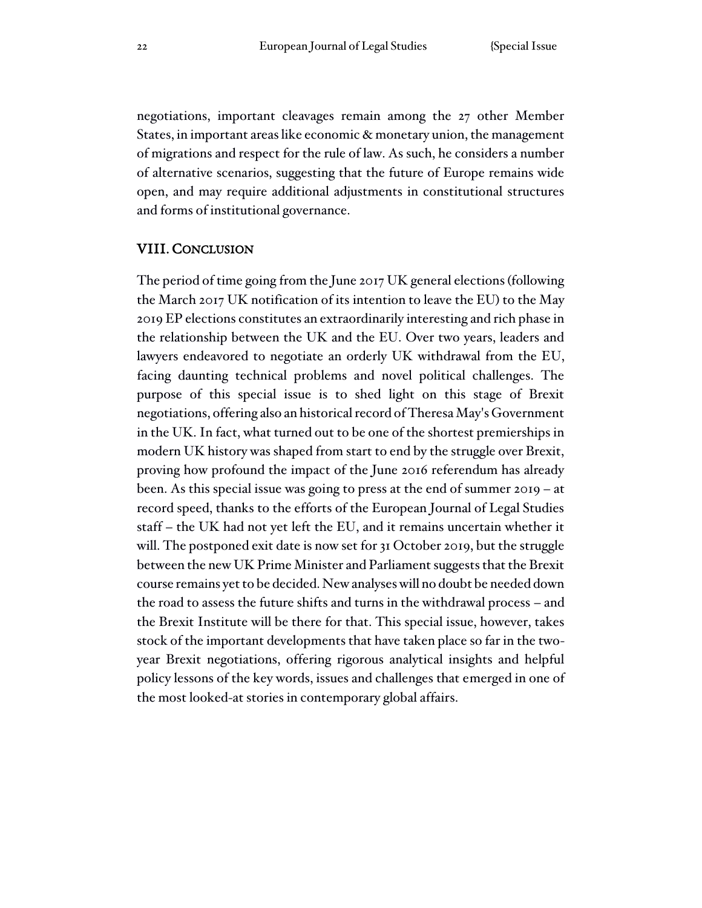negotiations, important cleavages remain among the 27 other Member States, in important areas like economic & monetary union, the management of migrations and respect for the rule of law. As such, he considers a number of alternative scenarios, suggesting that the future of Europe remains wide open, and may require additional adjustments in constitutional structures and forms of institutional governance.

## VIII. Conclusion

The period of time going from the June 2017 UK general elections (following the March 2017 UK notification of its intention to leave the EU) to the May 2019 EP elections constitutes an extraordinarily interesting and rich phase in the relationship between the UK and the EU. Over two years, leaders and lawyers endeavored to negotiate an orderly UK withdrawal from the EU, facing daunting technical problems and novel political challenges. The purpose of this special issue is to shed light on this stage of Brexit negotiations, offering also an historical record of Theresa May's Government in the UK. In fact, what turned out to be one of the shortest premierships in modern UK history was shaped from start to end by the struggle over Brexit, proving how profound the impact of the June 2016 referendum has already been. As this special issue was going to press at the end of summer 2019 – at record speed, thanks to the efforts of the European Journal of Legal Studies staff – the UK had not yet left the EU, and it remains uncertain whether it will. The postponed exit date is now set for 31 October 2019, but the struggle between the new UK Prime Minister and Parliament suggests that the Brexit course remains yet to be decided. New analyses will no doubt be needed down the road to assess the future shifts and turns in the withdrawal process – and the Brexit Institute will be there for that. This special issue, however, takes stock of the important developments that have taken place so far in the two-year Brexit negotiations, offering rigorous analytical insights and helpful policy lessons of the key words, issues and challenges that emerged in one of the most looked-at stories in contemporary global affairs.